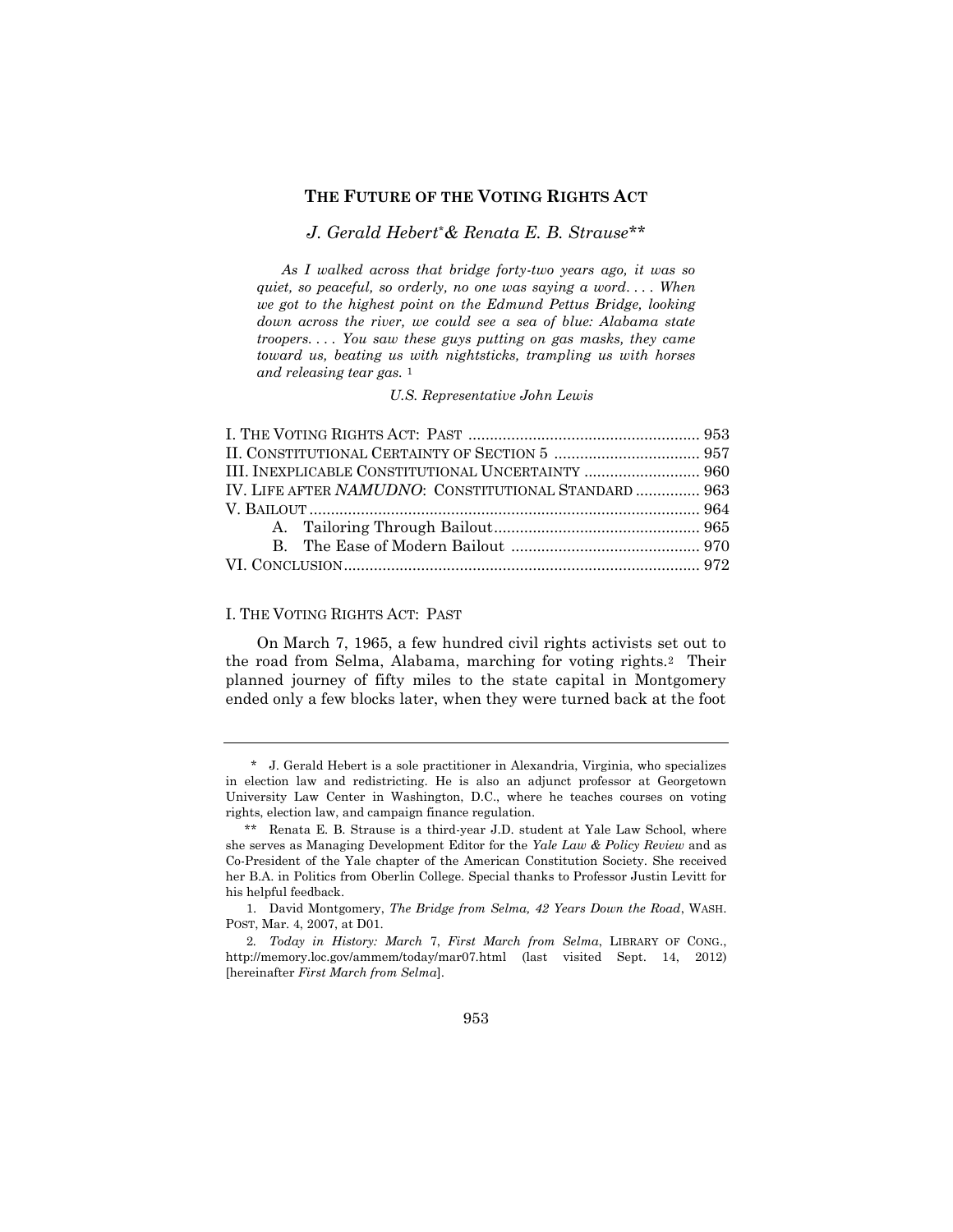# THE FUTURE OF THE VOTING RIGHTS ACT

*J. Gerald Hebert*[*] *& Renata E. B. Strause*[**]

> *As I walked across that bridge forty-two years ago, it was so quiet, so peaceful, so orderly, no one was saying a word. . . . When we got to the highest point on the Edmund Pettus Bridge, looking down across the river, we could see a sea of blue: Alabama state troopers. . . . You saw these guys putting on gas masks, they came toward us, beating us with nightsticks, trampling us with horses and releasing tear gas.* [1]
>
> *U.S. Representative John Lewis*

| | |
|---|---|
| I. THE VOTING RIGHTS ACT: PAST | 953 |
| II. CONSTITUTIONAL CERTAINTY OF SECTION 5 | 957 |
| III. INEXPLICABLE CONSTITUTIONAL UNCERTAINTY | 960 |
| IV. LIFE AFTER *NAMUDNO*: CONSTITUTIONAL STANDARD | 963 |
| V. BAILOUT | 964 |
| A. Tailoring Through Bailout | 965 |
| B. The Ease of Modern Bailout | 970 |
| VI. CONCLUSION | 972 |

## I. THE VOTING RIGHTS ACT: PAST

On March 7, 1965, a few hundred civil rights activists set out to the road from Selma, Alabama, marching for voting rights.[2] Their planned journey of fifty miles to the state capital in Montgomery ended only a few blocks later, when they were turned back at the foot

---

\* J. Gerald Hebert is a sole practitioner in Alexandria, Virginia, who specializes in election law and redistricting. He is also an adjunct professor at Georgetown University Law Center in Washington, D.C., where he teaches courses on voting rights, election law, and campaign finance regulation.

\*\* Renata E. B. Strause is a third-year J.D. student at Yale Law School, where she serves as Managing Development Editor for the *Yale Law & Policy Review* and as Co-President of the Yale chapter of the American Constitution Society. She received her B.A. in Politics from Oberlin College. Special thanks to Professor Justin Levitt for his helpful feedback.

1. David Montgomery, *The Bridge from Selma, 42 Years Down the Road*, WASH. POST, Mar. 4, 2007, at D01.

2. *Today in History: March 7, First March from Selma*, LIBRARY OF CONG., http://memory.loc.gov/ammem/today/mar07.html (last visited Sept. 14, 2012) [hereinafter *First March from Selma*].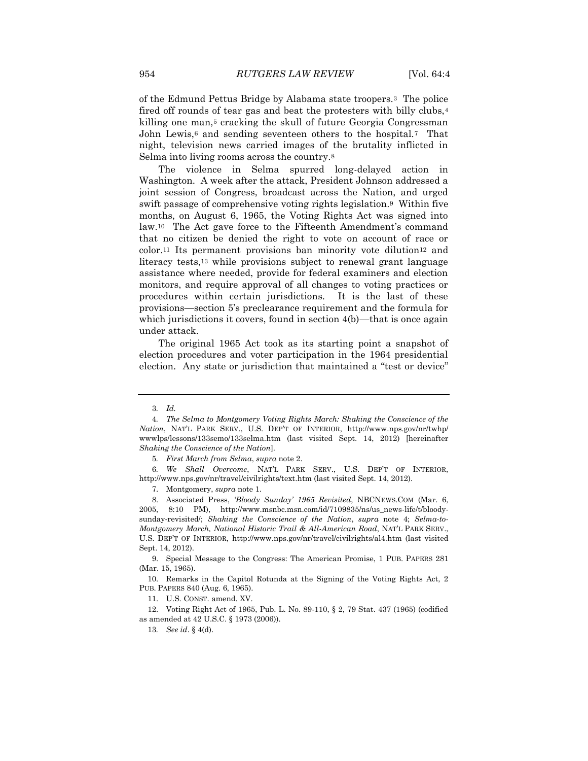of the Edmund Pettus Bridge by Alabama state troopers.[3] The police fired off rounds of tear gas and beat the protesters with billy clubs,[4] killing one man,[5] cracking the skull of future Georgia Congressman John Lewis,[6] and sending seventeen others to the hospital.[7] That night, television news carried images of the brutality inflicted in Selma into living rooms across the country.[8]

The violence in Selma spurred long-delayed action in Washington. A week after the attack, President Johnson addressed a joint session of Congress, broadcast across the Nation, and urged swift passage of comprehensive voting rights legislation.[9] Within five months, on August 6, 1965, the Voting Rights Act was signed into law.[10] The Act gave force to the Fifteenth Amendment's command that no citizen be denied the right to vote on account of race or color.[11] Its permanent provisions ban minority vote dilution[12] and literacy tests,[13] while provisions subject to renewal grant language assistance where needed, provide for federal examiners and election monitors, and require approval of all changes to voting practices or procedures within certain jurisdictions. It is the last of these provisions—section 5's preclearance requirement and the formula for which jurisdictions it covers, found in section 4(b)—that is once again under attack.

The original 1965 Act took as its starting point a snapshot of election procedures and voter participation in the 1964 presidential election. Any state or jurisdiction that maintained a "test or device"

---

3. *Id.*

4. *The Selma to Montgomery Voting Rights March: Shaking the Conscience of the Nation*, NAT'L PARK SERV., U.S. DEP'T OF INTERIOR, http://www.nps.gov/nr/twhp/wwwlps/lessons/133semo/133selma.htm (last visited Sept. 14, 2012) [hereinafter *Shaking the Conscience of the Nation*].

5. *First March from Selma*, *supra* note 2.

6. *We Shall Overcome*, NAT'L PARK SERV., U.S. DEP'T OF INTERIOR, http://www.nps.gov/nr/travel/civilrights/text.htm (last visited Sept. 14, 2012).

7. Montgomery, *supra* note 1.

8. Associated Press, *'Bloody Sunday' 1965 Revisited*, NBCNEWS.COM (Mar. 6, 2005, 8:10 PM), http://www.msnbc.msn.com/id/7109835/ns/us_news-life/t/bloody-sunday-revisited/; *Shaking the Conscience of the Nation*, *supra* note 4; *Selma-to-Montgomery March, National Historic Trail & All-American Road*, NAT'L PARK SERV., U.S. DEP'T OF INTERIOR, http://www.nps.gov/nr/travel/civilrights/al4.htm (last visited Sept. 14, 2012).

9. Special Message to the Congress: The American Promise, 1 PUB. PAPERS 281 (Mar. 15, 1965).

10. Remarks in the Capitol Rotunda at the Signing of the Voting Rights Act, 2 PUB. PAPERS 840 (Aug. 6, 1965).

11. U.S. CONST. amend. XV.

12. Voting Right Act of 1965, Pub. L. No. 89-110, § 2, 79 Stat. 437 (1965) (codified as amended at 42 U.S.C. § 1973 (2006)).

13. *See id*. § 4(d).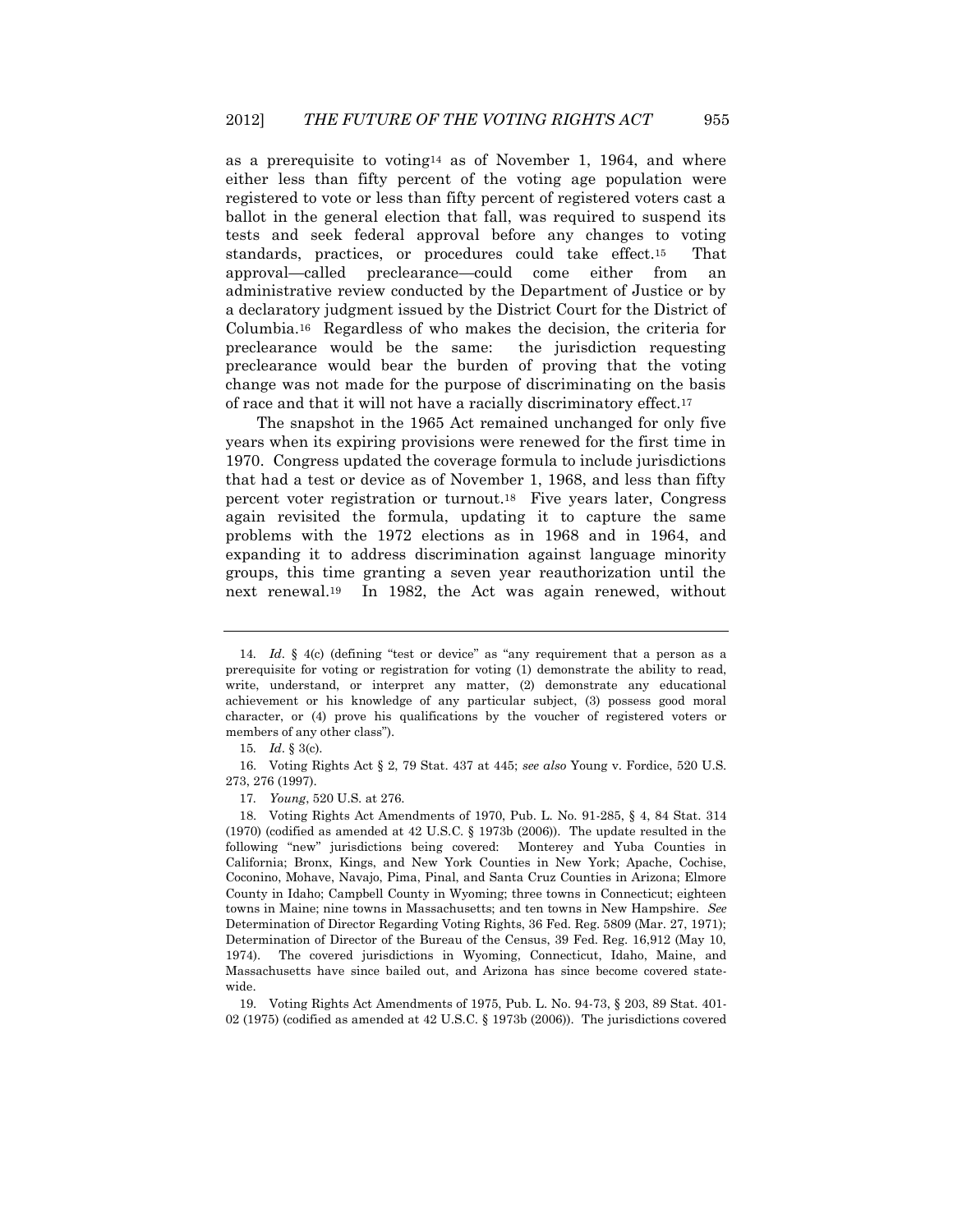as a prerequisite to voting[14] as of November 1, 1964, and where either less than fifty percent of the voting age population were registered to vote or less than fifty percent of registered voters cast a ballot in the general election that fall, was required to suspend its tests and seek federal approval before any changes to voting standards, practices, or procedures could take effect.[15] That approval—called preclearance—could come either from an administrative review conducted by the Department of Justice or by a declaratory judgment issued by the District Court for the District of Columbia.[16] Regardless of who makes the decision, the criteria for preclearance would be the same: the jurisdiction requesting preclearance would bear the burden of proving that the voting change was not made for the purpose of discriminating on the basis of race and that it will not have a racially discriminatory effect.[17]

The snapshot in the 1965 Act remained unchanged for only five years when its expiring provisions were renewed for the first time in 1970. Congress updated the coverage formula to include jurisdictions that had a test or device as of November 1, 1968, and less than fifty percent voter registration or turnout.[18] Five years later, Congress again revisited the formula, updating it to capture the same problems with the 1972 elections as in 1968 and in 1964, and expanding it to address discrimination against language minority groups, this time granting a seven year reauthorization until the next renewal.[19] In 1982, the Act was again renewed, without

---

14. *Id*. § 4(c) (defining "test or device" as "any requirement that a person as a prerequisite for voting or registration for voting (1) demonstrate the ability to read, write, understand, or interpret any matter, (2) demonstrate any educational achievement or his knowledge of any particular subject, (3) possess good moral character, or (4) prove his qualifications by the voucher of registered voters or members of any other class").

15. *Id*. § 3(c).

16. Voting Rights Act § 2, 79 Stat. 437 at 445; *see also* Young v. Fordice, 520 U.S. 273, 276 (1997).

17. *Young*, 520 U.S. at 276.

18. Voting Rights Act Amendments of 1970, Pub. L. No. 91-285, § 4, 84 Stat. 314 (1970) (codified as amended at 42 U.S.C. § 1973b (2006)). The update resulted in the following "new" jurisdictions being covered: Monterey and Yuba Counties in California; Bronx, Kings, and New York Counties in New York; Apache, Cochise, Coconino, Mohave, Navajo, Pima, Pinal, and Santa Cruz Counties in Arizona; Elmore County in Idaho; Campbell County in Wyoming; three towns in Connecticut; eighteen towns in Maine; nine towns in Massachusetts; and ten towns in New Hampshire. *See* Determination of Director Regarding Voting Rights, 36 Fed. Reg. 5809 (Mar. 27, 1971); Determination of Director of the Bureau of the Census, 39 Fed. Reg. 16,912 (May 10, 1974). The covered jurisdictions in Wyoming, Connecticut, Idaho, Maine, and Massachusetts have since bailed out, and Arizona has since become covered state-wide.

19. Voting Rights Act Amendments of 1975, Pub. L. No. 94-73, § 203, 89 Stat. 401-02 (1975) (codified as amended at 42 U.S.C. § 1973b (2006)). The jurisdictions covered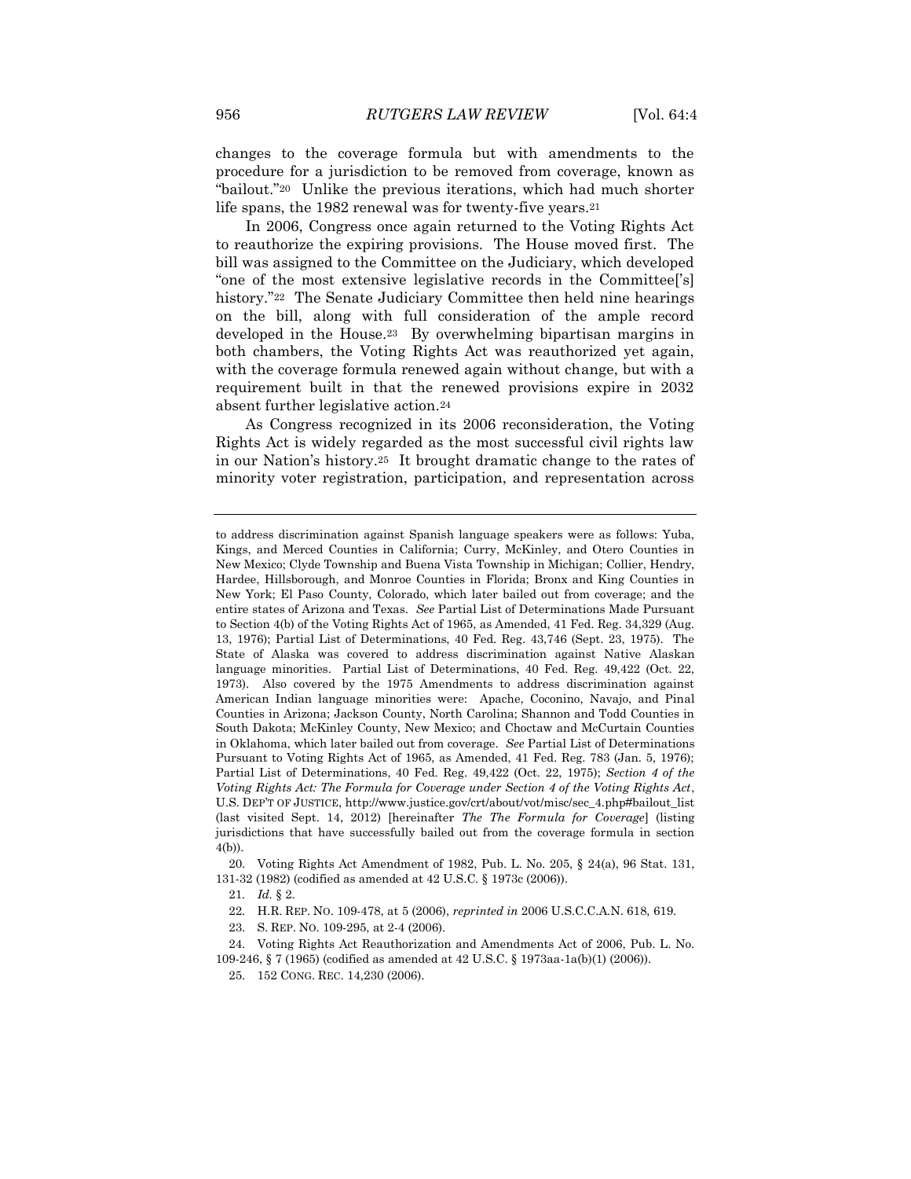changes to the coverage formula but with amendments to the procedure for a jurisdiction to be removed from coverage, known as "bailout."[20] Unlike the previous iterations, which had much shorter life spans, the 1982 renewal was for twenty-five years.[21]

In 2006, Congress once again returned to the Voting Rights Act to reauthorize the expiring provisions. The House moved first. The bill was assigned to the Committee on the Judiciary, which developed "one of the most extensive legislative records in the Committee['s] history."[22] The Senate Judiciary Committee then held nine hearings on the bill, along with full consideration of the ample record developed in the House.[23] By overwhelming bipartisan margins in both chambers, the Voting Rights Act was reauthorized yet again, with the coverage formula renewed again without change, but with a requirement built in that the renewed provisions expire in 2032 absent further legislative action.[24]

As Congress recognized in its 2006 reconsideration, the Voting Rights Act is widely regarded as the most successful civil rights law in our Nation's history.[25] It brought dramatic change to the rates of minority voter registration, participation, and representation across

---

to address discrimination against Spanish language speakers were as follows: Yuba, Kings, and Merced Counties in California; Curry, McKinley, and Otero Counties in New Mexico; Clyde Township and Buena Vista Township in Michigan; Collier, Hendry, Hardee, Hillsborough, and Monroe Counties in Florida; Bronx and King Counties in New York; El Paso County, Colorado, which later bailed out from coverage; and the entire states of Arizona and Texas. *See* Partial List of Determinations Made Pursuant to Section 4(b) of the Voting Rights Act of 1965, as Amended, 41 Fed. Reg. 34,329 (Aug. 13, 1976); Partial List of Determinations, 40 Fed. Reg. 43,746 (Sept. 23, 1975). The State of Alaska was covered to address discrimination against Native Alaskan language minorities. Partial List of Determinations, 40 Fed. Reg. 49,422 (Oct. 22, 1973). Also covered by the 1975 Amendments to address discrimination against American Indian language minorities were: Apache, Coconino, Navajo, and Pinal Counties in Arizona; Jackson County, North Carolina; Shannon and Todd Counties in South Dakota; McKinley County, New Mexico; and Choctaw and McCurtain Counties in Oklahoma, which later bailed out from coverage. *See* Partial List of Determinations Pursuant to Voting Rights Act of 1965, as Amended, 41 Fed. Reg. 783 (Jan. 5, 1976); Partial List of Determinations, 40 Fed. Reg. 49,422 (Oct. 22, 1975); *Section 4 of the Voting Rights Act: The Formula for Coverage under Section 4 of the Voting Rights Act*, U.S. DEP'T OF JUSTICE, http://www.justice.gov/crt/about/vot/misc/sec_4.php#bailout_list (last visited Sept. 14, 2012) [hereinafter *The The Formula for Coverage*] (listing jurisdictions that have successfully bailed out from the coverage formula in section 4(b)).

20. Voting Rights Act Amendment of 1982, Pub. L. No. 205, § 24(a), 96 Stat. 131, 131-32 (1982) (codified as amended at 42 U.S.C. § 1973c (2006)).

21. *Id.* § 2.

22. H.R. REP. NO. 109-478, at 5 (2006), *reprinted in* 2006 U.S.C.C.A.N. 618, 619.

23. S. REP. NO. 109-295, at 2-4 (2006).

24. Voting Rights Act Reauthorization and Amendments Act of 2006, Pub. L. No. 109-246, § 7 (1965) (codified as amended at 42 U.S.C. § 1973aa-1a(b)(1) (2006)).

25. 152 CONG. REC. 14,230 (2006).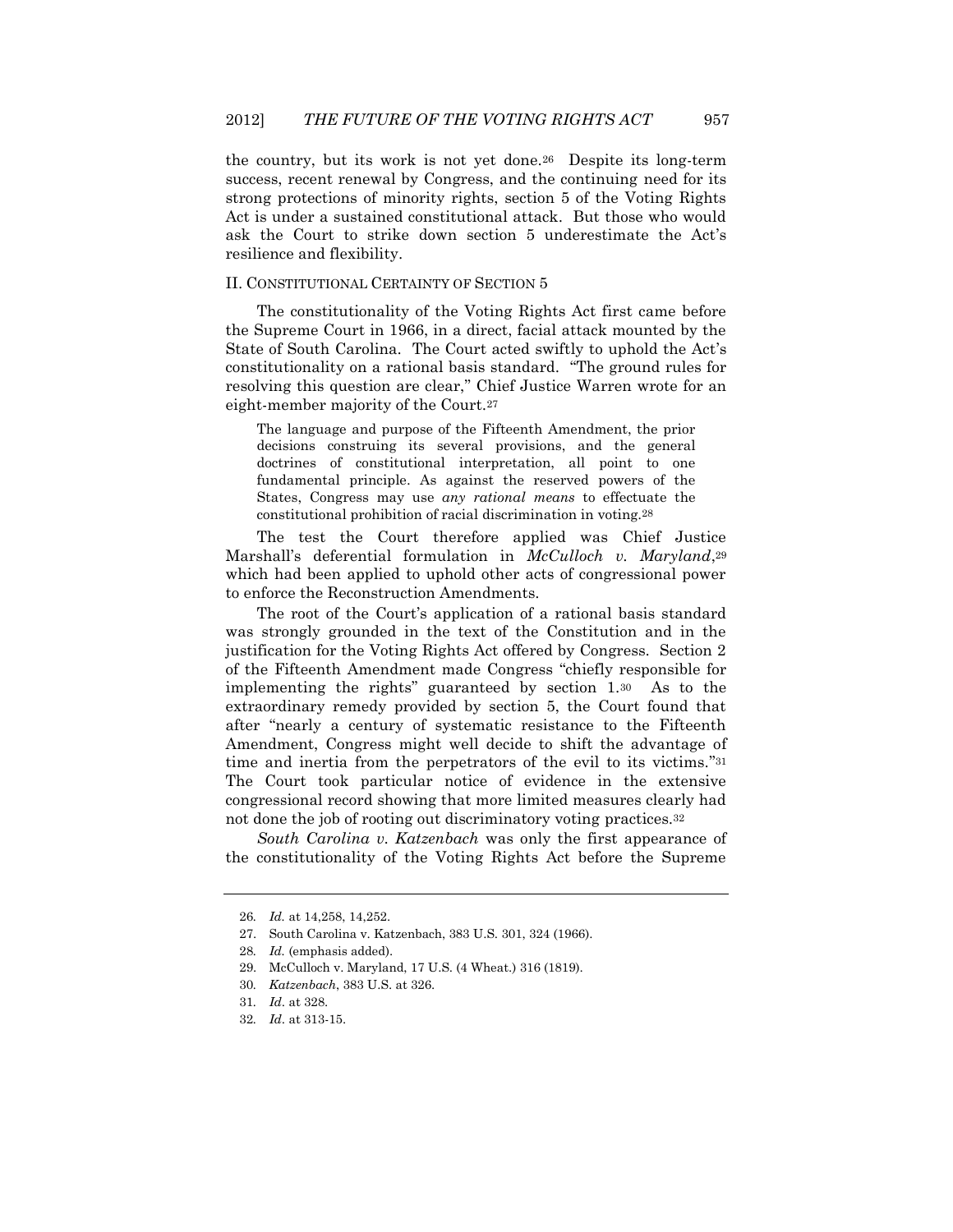the country, but its work is not yet done.[26] Despite its long-term success, recent renewal by Congress, and the continuing need for its strong protections of minority rights, section 5 of the Voting Rights Act is under a sustained constitutional attack. But those who would ask the Court to strike down section 5 underestimate the Act's resilience and flexibility.

## II. Constitutional Certainty of Section 5

The constitutionality of the Voting Rights Act first came before the Supreme Court in 1966, in a direct, facial attack mounted by the State of South Carolina. The Court acted swiftly to uphold the Act's constitutionality on a rational basis standard. "The ground rules for resolving this question are clear," Chief Justice Warren wrote for an eight-member majority of the Court.[27]

> The language and purpose of the Fifteenth Amendment, the prior decisions construing its several provisions, and the general doctrines of constitutional interpretation, all point to one fundamental principle. As against the reserved powers of the States, Congress may use *any rational means* to effectuate the constitutional prohibition of racial discrimination in voting.[28]

The test the Court therefore applied was Chief Justice Marshall's deferential formulation in *McCulloch v. Maryland*,[29] which had been applied to uphold other acts of congressional power to enforce the Reconstruction Amendments.

The root of the Court's application of a rational basis standard was strongly grounded in the text of the Constitution and in the justification for the Voting Rights Act offered by Congress. Section 2 of the Fifteenth Amendment made Congress "chiefly responsible for implementing the rights" guaranteed by section 1.[30] As to the extraordinary remedy provided by section 5, the Court found that after "nearly a century of systematic resistance to the Fifteenth Amendment, Congress might well decide to shift the advantage of time and inertia from the perpetrators of the evil to its victims."[31] The Court took particular notice of evidence in the extensive congressional record showing that more limited measures clearly had not done the job of rooting out discriminatory voting practices.[32]

*South Carolina v. Katzenbach* was only the first appearance of the constitutionality of the Voting Rights Act before the Supreme

---

26. *Id.* at 14,258, 14,252.
27. South Carolina v. Katzenbach, 383 U.S. 301, 324 (1966).
28. *Id.* (emphasis added).
29. McCulloch v. Maryland, 17 U.S. (4 Wheat.) 316 (1819).
30. *Katzenbach*, 383 U.S. at 326.
31. *Id*. at 328.
32. *Id*. at 313-15.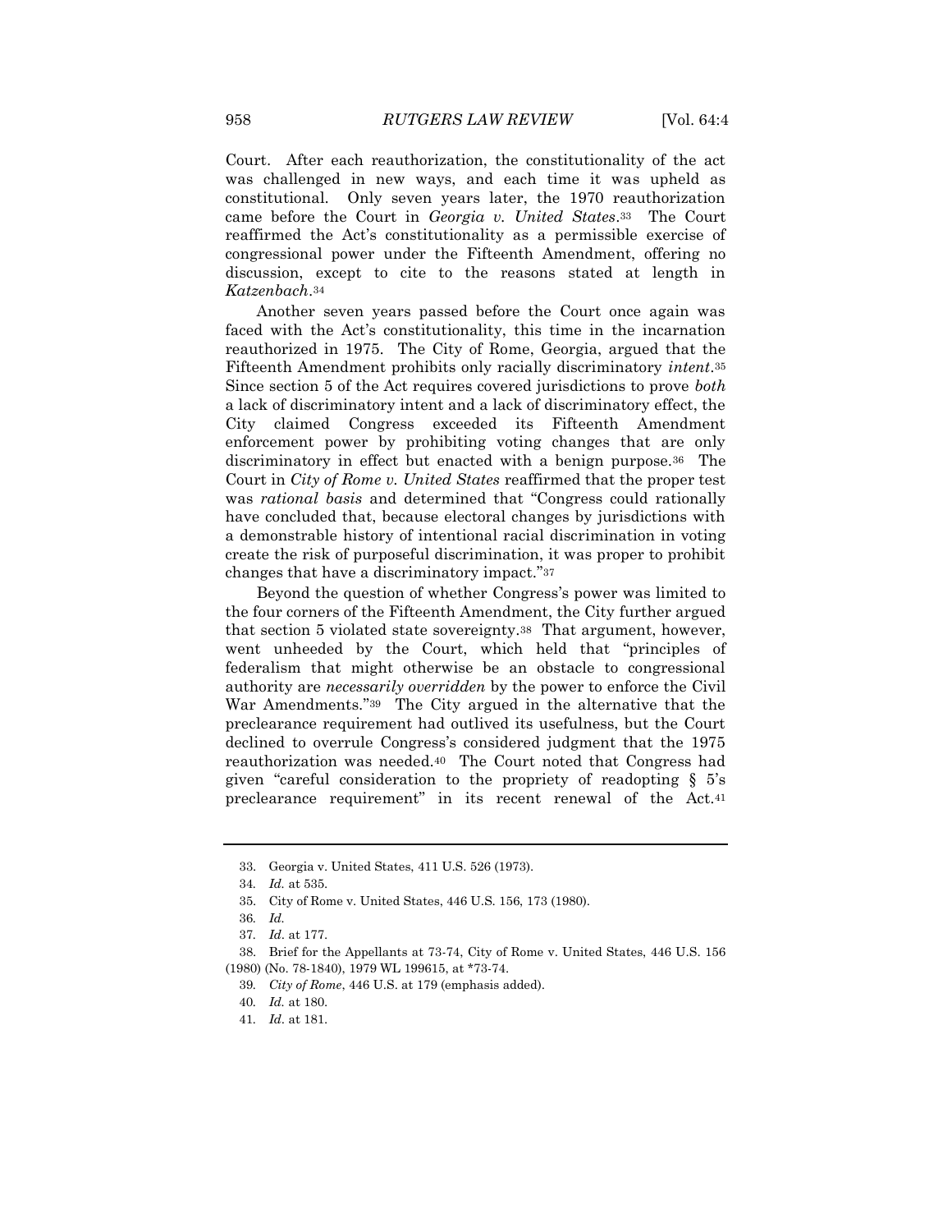Court. After each reauthorization, the constitutionality of the act was challenged in new ways, and each time it was upheld as constitutional. Only seven years later, the 1970 reauthorization came before the Court in *Georgia v. United States*.[33] The Court reaffirmed the Act's constitutionality as a permissible exercise of congressional power under the Fifteenth Amendment, offering no discussion, except to cite to the reasons stated at length in *Katzenbach*.[34]

Another seven years passed before the Court once again was faced with the Act's constitutionality, this time in the incarnation reauthorized in 1975. The City of Rome, Georgia, argued that the Fifteenth Amendment prohibits only racially discriminatory *intent*.[35] Since section 5 of the Act requires covered jurisdictions to prove *both* a lack of discriminatory intent and a lack of discriminatory effect, the City claimed Congress exceeded its Fifteenth Amendment enforcement power by prohibiting voting changes that are only discriminatory in effect but enacted with a benign purpose.[36] The Court in *City of Rome v. United States* reaffirmed that the proper test was *rational basis* and determined that "Congress could rationally have concluded that, because electoral changes by jurisdictions with a demonstrable history of intentional racial discrimination in voting create the risk of purposeful discrimination, it was proper to prohibit changes that have a discriminatory impact."[37]

Beyond the question of whether Congress's power was limited to the four corners of the Fifteenth Amendment, the City further argued that section 5 violated state sovereignty.[38] That argument, however, went unheeded by the Court, which held that "principles of federalism that might otherwise be an obstacle to congressional authority are *necessarily overridden* by the power to enforce the Civil War Amendments."[39] The City argued in the alternative that the preclearance requirement had outlived its usefulness, but the Court declined to overrule Congress's considered judgment that the 1975 reauthorization was needed.[40] The Court noted that Congress had given "careful consideration to the propriety of readopting § 5's preclearance requirement" in its recent renewal of the Act.[41]

---

33. Georgia v. United States, 411 U.S. 526 (1973).

34. *Id.* at 535.

35. City of Rome v. United States, 446 U.S. 156, 173 (1980).

36. *Id.*

37. *Id*. at 177.

38. Brief for the Appellants at 73-74, City of Rome v. United States, 446 U.S. 156 (1980) (No. 78-1840), 1979 WL 199615, at *73-74.

39. *City of Rome*, 446 U.S. at 179 (emphasis added).

40. *Id.* at 180.

41. *Id*. at 181.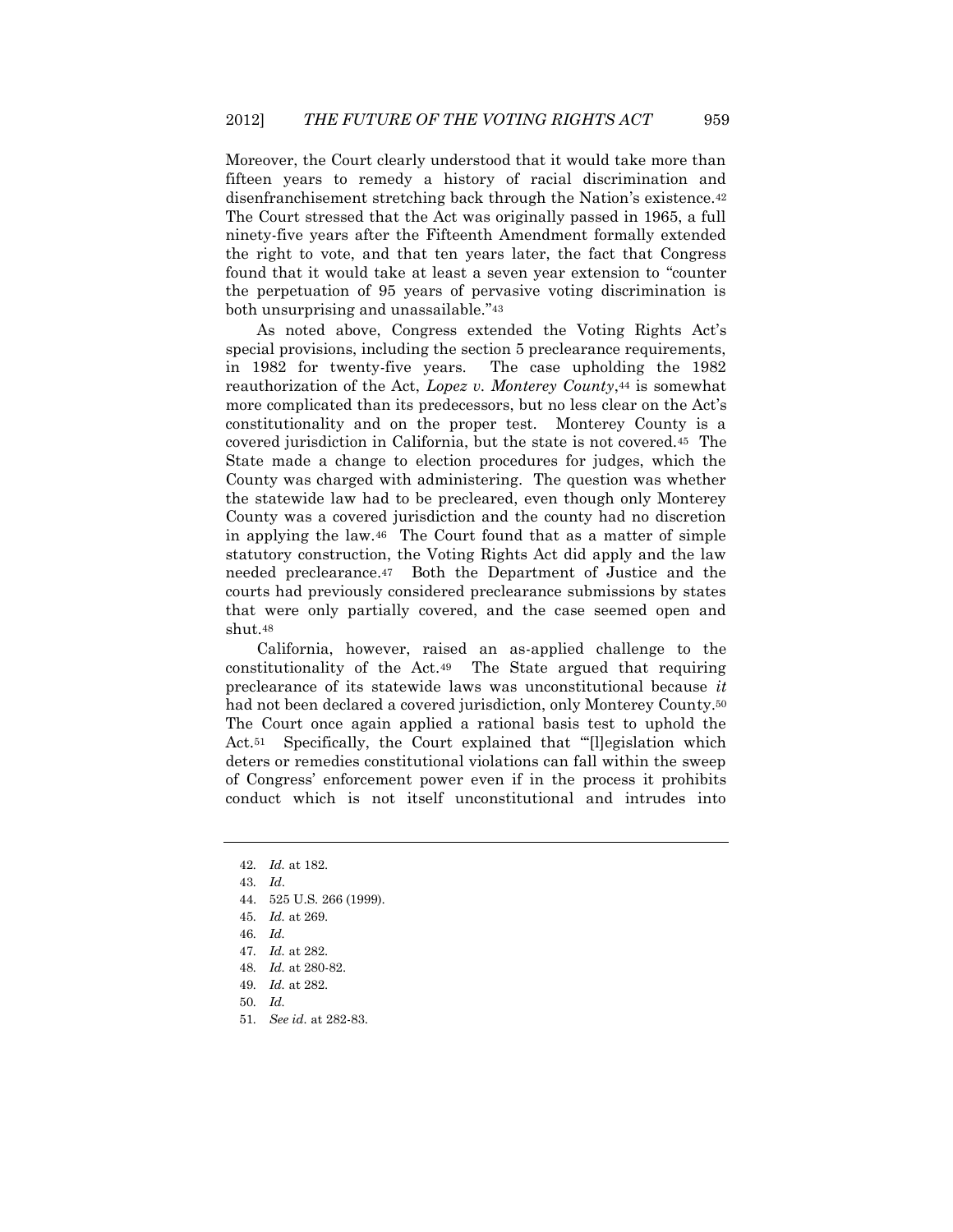Moreover, the Court clearly understood that it would take more than fifteen years to remedy a history of racial discrimination and disenfranchisement stretching back through the Nation's existence.[42] The Court stressed that the Act was originally passed in 1965, a full ninety-five years after the Fifteenth Amendment formally extended the right to vote, and that ten years later, the fact that Congress found that it would take at least a seven year extension to "counter the perpetuation of 95 years of pervasive voting discrimination is both unsurprising and unassailable."[43]

As noted above, Congress extended the Voting Rights Act's special provisions, including the section 5 preclearance requirements, in 1982 for twenty-five years. The case upholding the 1982 reauthorization of the Act, *Lopez v. Monterey County*,[44] is somewhat more complicated than its predecessors, but no less clear on the Act's constitutionality and on the proper test. Monterey County is a covered jurisdiction in California, but the state is not covered.[45] The State made a change to election procedures for judges, which the County was charged with administering. The question was whether the statewide law had to be precleared, even though only Monterey County was a covered jurisdiction and the county had no discretion in applying the law.[46] The Court found that as a matter of simple statutory construction, the Voting Rights Act did apply and the law needed preclearance.[47] Both the Department of Justice and the courts had previously considered preclearance submissions by states that were only partially covered, and the case seemed open and shut.[48]

California, however, raised an as-applied challenge to the constitutionality of the Act.[49] The State argued that requiring preclearance of its statewide laws was unconstitutional because *it* had not been declared a covered jurisdiction, only Monterey County.[50] The Court once again applied a rational basis test to uphold the Act.[51] Specifically, the Court explained that "'[l]egislation which deters or remedies constitutional violations can fall within the sweep of Congress' enforcement power even if in the process it prohibits conduct which is not itself unconstitutional and intrudes into

---

42. *Id.* at 182.
43. *Id.*
44. 525 U.S. 266 (1999).
45. *Id.* at 269.
46. *Id.*
47. *Id.* at 282.
48. *Id.* at 280-82.
49. *Id.* at 282.
50. *Id.*
51. *See id.* at 282-83.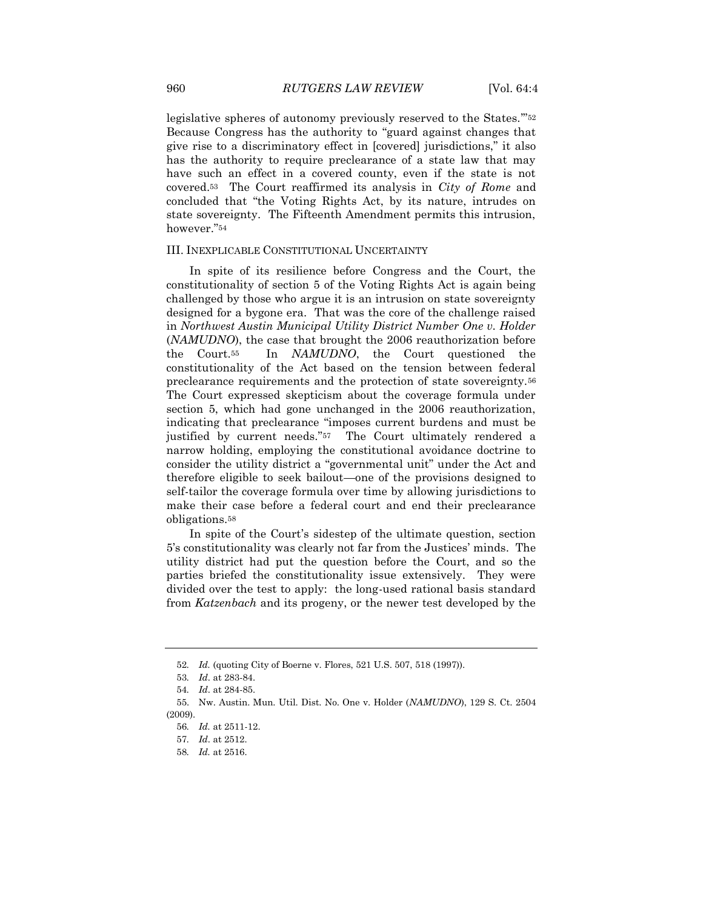legislative spheres of autonomy previously reserved to the States.'"[52] Because Congress has the authority to "guard against changes that give rise to a discriminatory effect in [covered] jurisdictions," it also has the authority to require preclearance of a state law that may have such an effect in a covered county, even if the state is not covered.[53] The Court reaffirmed its analysis in *City of Rome* and concluded that "the Voting Rights Act, by its nature, intrudes on state sovereignty. The Fifteenth Amendment permits this intrusion, however."[54]

## III. INEXPLICABLE CONSTITUTIONAL UNCERTAINTY

In spite of its resilience before Congress and the Court, the constitutionality of section 5 of the Voting Rights Act is again being challenged by those who argue it is an intrusion on state sovereignty designed for a bygone era. That was the core of the challenge raised in *Northwest Austin Municipal Utility District Number One v. Holder* (*NAMUDNO*), the case that brought the 2006 reauthorization before the Court.[55] In *NAMUDNO*, the Court questioned the constitutionality of the Act based on the tension between federal preclearance requirements and the protection of state sovereignty.[56] The Court expressed skepticism about the coverage formula under section 5, which had gone unchanged in the 2006 reauthorization, indicating that preclearance "imposes current burdens and must be justified by current needs."[57] The Court ultimately rendered a narrow holding, employing the constitutional avoidance doctrine to consider the utility district a "governmental unit" under the Act and therefore eligible to seek bailout—one of the provisions designed to self-tailor the coverage formula over time by allowing jurisdictions to make their case before a federal court and end their preclearance obligations.[58]

In spite of the Court's sidestep of the ultimate question, section 5's constitutionality was clearly not far from the Justices' minds. The utility district had put the question before the Court, and so the parties briefed the constitutionality issue extensively. They were divided over the test to apply: the long-used rational basis standard from *Katzenbach* and its progeny, or the newer test developed by the

---

52. *Id.* (quoting City of Boerne v. Flores, 521 U.S. 507, 518 (1997)).

53. *Id*. at 283-84.

54. *Id*. at 284-85.

55. Nw. Austin. Mun. Util. Dist. No. One v. Holder (*NAMUDNO*), 129 S. Ct. 2504 (2009).

56. *Id.* at 2511-12.

57. *Id*. at 2512.

58. *Id.* at 2516.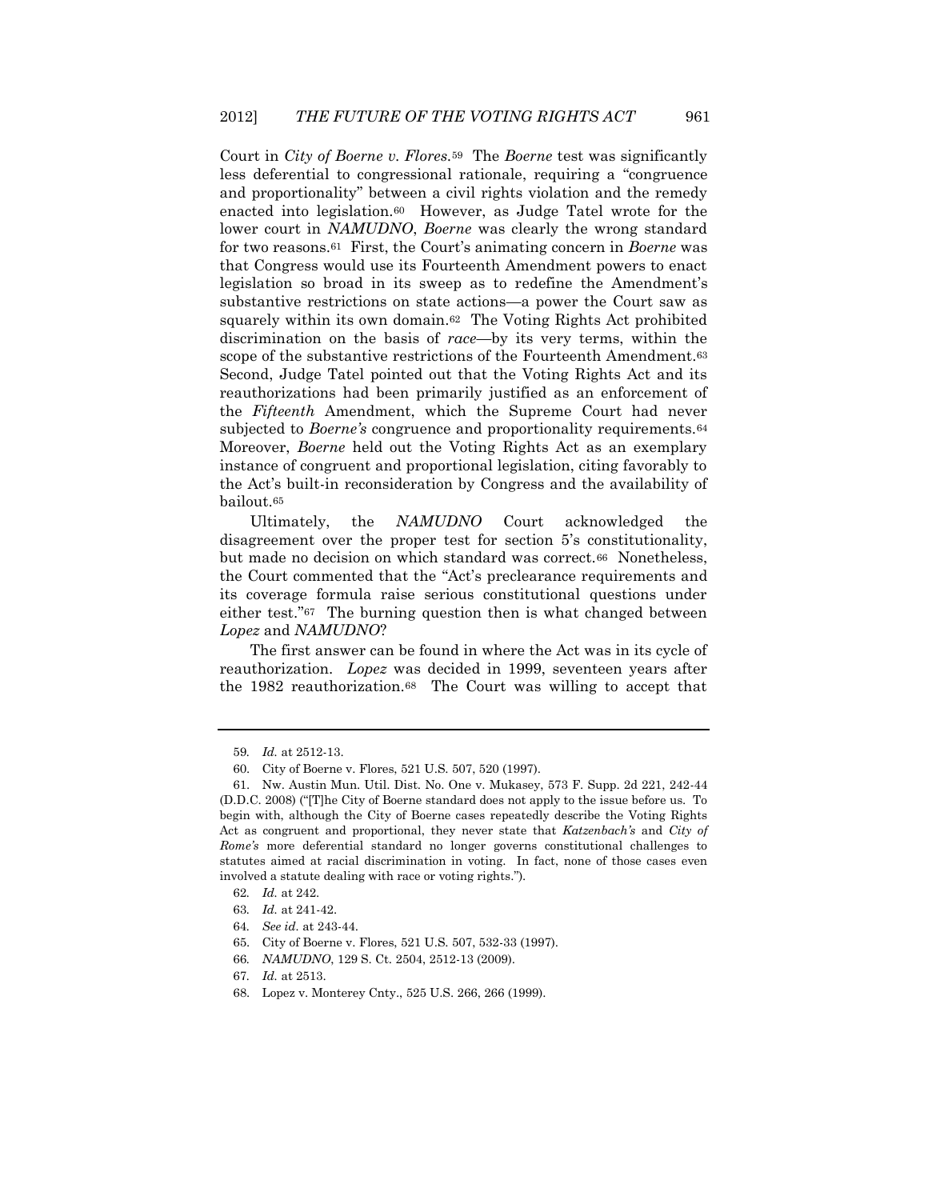Court in *City of Boerne v. Flores*.[59] The *Boerne* test was significantly less deferential to congressional rationale, requiring a "congruence and proportionality" between a civil rights violation and the remedy enacted into legislation.[60] However, as Judge Tatel wrote for the lower court in *NAMUDNO*, *Boerne* was clearly the wrong standard for two reasons.[61] First, the Court's animating concern in *Boerne* was that Congress would use its Fourteenth Amendment powers to enact legislation so broad in its sweep as to redefine the Amendment's substantive restrictions on state actions—a power the Court saw as squarely within its own domain.[62] The Voting Rights Act prohibited discrimination on the basis of *race*—by its very terms, within the scope of the substantive restrictions of the Fourteenth Amendment.[63] Second, Judge Tatel pointed out that the Voting Rights Act and its reauthorizations had been primarily justified as an enforcement of the *Fifteenth* Amendment, which the Supreme Court had never subjected to *Boerne's* congruence and proportionality requirements.[64] Moreover, *Boerne* held out the Voting Rights Act as an exemplary instance of congruent and proportional legislation, citing favorably to the Act's built-in reconsideration by Congress and the availability of bailout.[65]

Ultimately, the *NAMUDNO* Court acknowledged the disagreement over the proper test for section 5's constitutionality, but made no decision on which standard was correct.[66] Nonetheless, the Court commented that the "Act's preclearance requirements and its coverage formula raise serious constitutional questions under either test."[67] The burning question then is what changed between *Lopez* and *NAMUDNO*?

The first answer can be found in where the Act was in its cycle of reauthorization. *Lopez* was decided in 1999, seventeen years after the 1982 reauthorization.[68] The Court was willing to accept that

---

59. *Id.* at 2512-13.

60. City of Boerne v. Flores, 521 U.S. 507, 520 (1997).

61. Nw. Austin Mun. Util. Dist. No. One v. Mukasey, 573 F. Supp. 2d 221, 242-44 (D.D.C. 2008) ("[T]he City of Boerne standard does not apply to the issue before us. To begin with, although the City of Boerne cases repeatedly describe the Voting Rights Act as congruent and proportional, they never state that *Katzenbach's* and *City of Rome's* more deferential standard no longer governs constitutional challenges to statutes aimed at racial discrimination in voting. In fact, none of those cases even involved a statute dealing with race or voting rights.").

62. *Id.* at 242.

63. *Id.* at 241-42.

64. *See id.* at 243-44.

65. City of Boerne v. Flores, 521 U.S. 507, 532-33 (1997).

66. *NAMUDNO*, 129 S. Ct. 2504, 2512-13 (2009).

67. *Id.* at 2513.

68. Lopez v. Monterey Cnty., 525 U.S. 266, 266 (1999).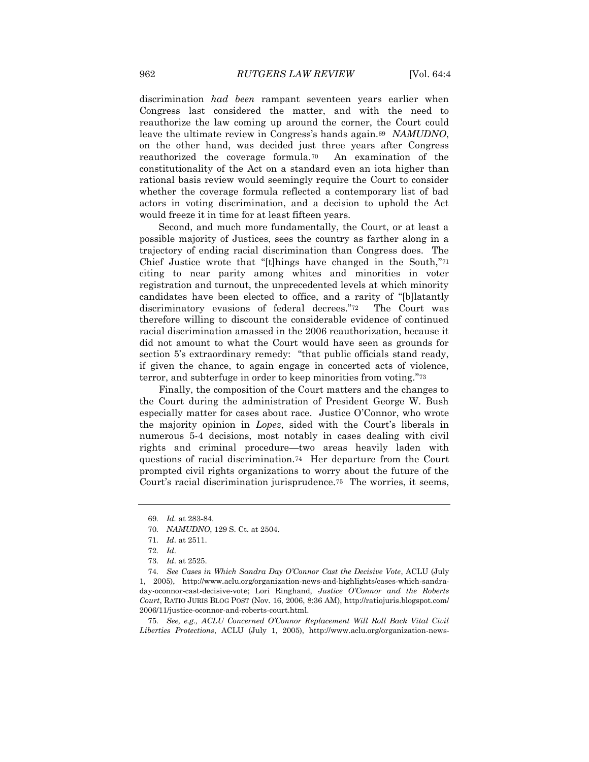discrimination *had been* rampant seventeen years earlier when Congress last considered the matter, and with the need to reauthorize the law coming up around the corner, the Court could leave the ultimate review in Congress's hands again.[69] *NAMUDNO*, on the other hand, was decided just three years after Congress reauthorized the coverage formula.[70] An examination of the constitutionality of the Act on a standard even an iota higher than rational basis review would seemingly require the Court to consider whether the coverage formula reflected a contemporary list of bad actors in voting discrimination, and a decision to uphold the Act would freeze it in time for at least fifteen years.

Second, and much more fundamentally, the Court, or at least a possible majority of Justices, sees the country as farther along in a trajectory of ending racial discrimination than Congress does. The Chief Justice wrote that "[t]hings have changed in the South,"[71] citing to near parity among whites and minorities in voter registration and turnout, the unprecedented levels at which minority candidates have been elected to office, and a rarity of "[b]latantly discriminatory evasions of federal decrees."[72] The Court was therefore willing to discount the considerable evidence of continued racial discrimination amassed in the 2006 reauthorization, because it did not amount to what the Court would have seen as grounds for section 5's extraordinary remedy: "that public officials stand ready, if given the chance, to again engage in concerted acts of violence, terror, and subterfuge in order to keep minorities from voting."[73]

Finally, the composition of the Court matters and the changes to the Court during the administration of President George W. Bush especially matter for cases about race. Justice O'Connor, who wrote the majority opinion in *Lopez*, sided with the Court's liberals in numerous 5-4 decisions, most notably in cases dealing with civil rights and criminal procedure—two areas heavily laden with questions of racial discrimination.[74] Her departure from the Court prompted civil rights organizations to worry about the future of the Court's racial discrimination jurisprudence.[75] The worries, it seems,

---

69. *Id.* at 283-84.

70. *NAMUDNO*, 129 S. Ct. at 2504.

71. *Id*. at 2511.

72. *Id*.

73. *Id*. at 2525.

74. *See Cases in Which Sandra Day O'Connor Cast the Decisive Vote*, ACLU (July 1, 2005), http://www.aclu.org/organization-news-and-highlights/cases-which-sandra-day-oconnor-cast-decisive-vote; Lori Ringhand, *Justice O'Connor and the Roberts Court*, RATIO JURIS BLOG POST (Nov. 16, 2006, 8:36 AM), http://ratiojuris.blogspot.com/2006/11/justice-oconnor-and-roberts-court.html.

75. *See, e.g., ACLU Concerned O'Connor Replacement Will Roll Back Vital Civil Liberties Protections*, ACLU (July 1, 2005), http://www.aclu.org/organization-news-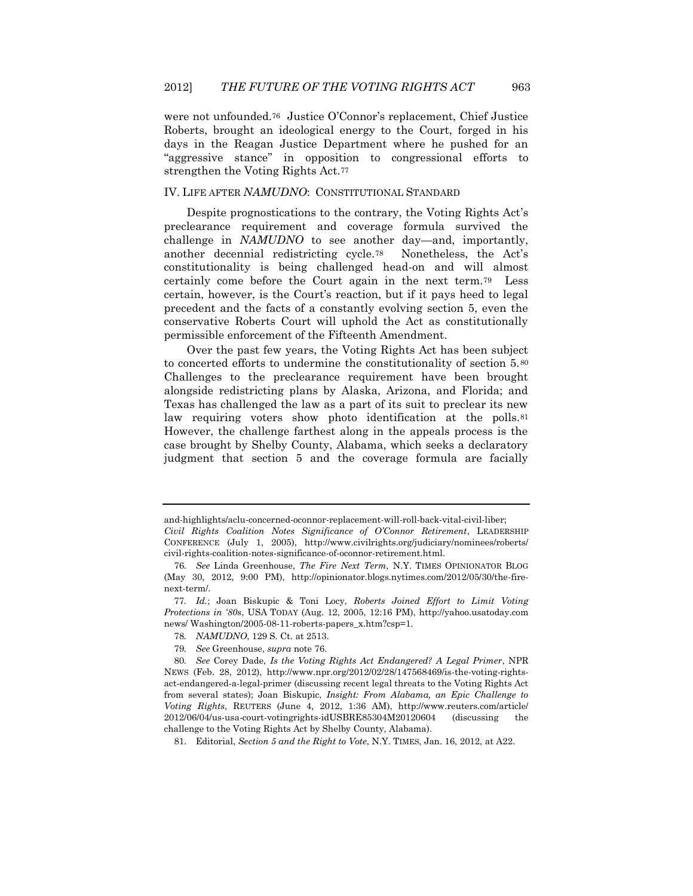were not unfounded.[76] Justice O'Connor's replacement, Chief Justice Roberts, brought an ideological energy to the Court, forged in his days in the Reagan Justice Department where he pushed for an "aggressive stance" in opposition to congressional efforts to strengthen the Voting Rights Act.[77]

## IV. LIFE AFTER *NAMUDNO*: CONSTITUTIONAL STANDARD

Despite prognostications to the contrary, the Voting Rights Act's preclearance requirement and coverage formula survived the challenge in *NAMUDNO* to see another day—and, importantly, another decennial redistricting cycle.[78] Nonetheless, the Act's constitutionality is being challenged head-on and will almost certainly come before the Court again in the next term.[79] Less certain, however, is the Court's reaction, but if it pays heed to legal precedent and the facts of a constantly evolving section 5, even the conservative Roberts Court will uphold the Act as constitutionally permissible enforcement of the Fifteenth Amendment.

Over the past few years, the Voting Rights Act has been subject to concerted efforts to undermine the constitutionality of section 5.[80] Challenges to the preclearance requirement have been brought alongside redistricting plans by Alaska, Arizona, and Florida; and Texas has challenged the law as a part of its suit to preclear its new law requiring voters show photo identification at the polls.[81] However, the challenge farthest along in the appeals process is the case brought by Shelby County, Alabama, which seeks a declaratory judgment that section 5 and the coverage formula are facially

---

and-highlights/aclu-concerned-oconnor-replacement-will-roll-back-vital-civil-liber; *Civil Rights Coalition Notes Significance of O'Connor Retirement*, LEADERSHIP CONFERENCE (July 1, 2005), http://www.civilrights.org/judiciary/nominees/roberts/civil-rights-coalition-notes-significance-of-oconnor-retirement.html.

76. *See* Linda Greenhouse, *The Fire Next Term*, N.Y. TIMES OPINIONATOR BLOG (May 30, 2012, 9:00 PM), http://opinionator.blogs.nytimes.com/2012/05/30/the-fire-next-term/.

77. *Id.*; Joan Biskupic & Toni Locy, *Roberts Joined Effort to Limit Voting Protections in '80s*, USA TODAY (Aug. 12, 2005, 12:16 PM), http://yahoo.usatoday.com news/ Washington/2005-08-11-roberts-papers_x.htm?csp=1.

78. *NAMUDNO*, 129 S. Ct. at 2513.

79. *See* Greenhouse, *supra* note 76.

80. *See* Corey Dade, *Is the Voting Rights Act Endangered? A Legal Primer*, NPR NEWS (Feb. 28, 2012), http://www.npr.org/2012/02/28/147568469/is-the-voting-rights-act-endangered-a-legal-primer (discussing recent legal threats to the Voting Rights Act from several states); Joan Biskupic, *Insight: From Alabama, an Epic Challenge to Voting Rights*, REUTERS (June 4, 2012, 1:36 AM), http://www.reuters.com/article/2012/06/04/us-usa-court-votingrights-idUSBRE85304M20120604 (discussing the challenge to the Voting Rights Act by Shelby County, Alabama).

81. Editorial, *Section 5 and the Right to Vote*, N.Y. TIMES, Jan. 16, 2012, at A22.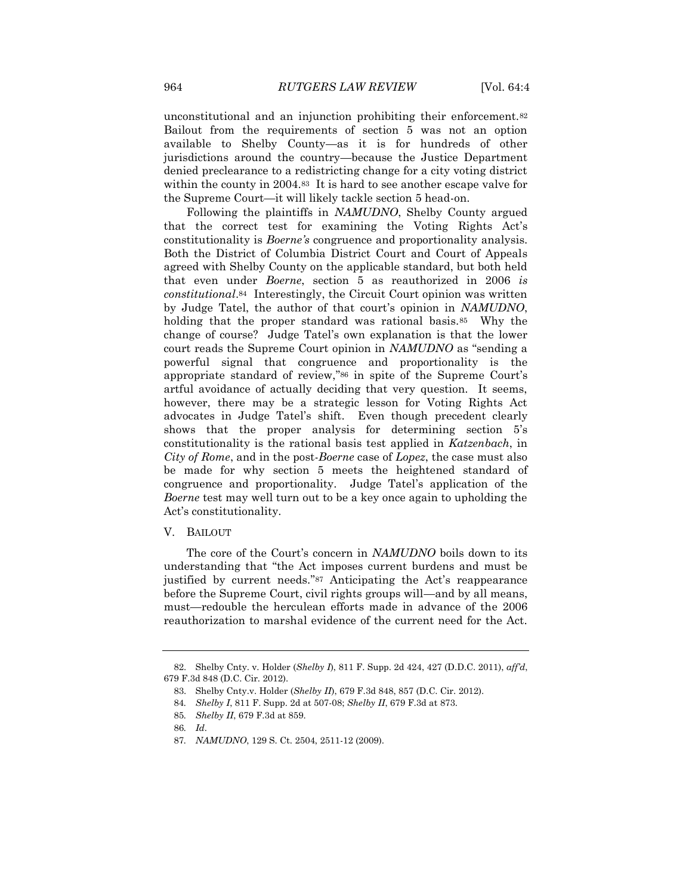unconstitutional and an injunction prohibiting their enforcement.[82] Bailout from the requirements of section 5 was not an option available to Shelby County—as it is for hundreds of other jurisdictions around the country—because the Justice Department denied preclearance to a redistricting change for a city voting district within the county in 2004.[83] It is hard to see another escape valve for the Supreme Court—it will likely tackle section 5 head-on.

Following the plaintiffs in *NAMUDNO*, Shelby County argued that the correct test for examining the Voting Rights Act's constitutionality is *Boerne's* congruence and proportionality analysis. Both the District of Columbia District Court and Court of Appeals agreed with Shelby County on the applicable standard, but both held that even under *Boerne*, section 5 as reauthorized in 2006 *is constitutional*.[84] Interestingly, the Circuit Court opinion was written by Judge Tatel, the author of that court's opinion in *NAMUDNO*, holding that the proper standard was rational basis.[85] Why the change of course? Judge Tatel's own explanation is that the lower court reads the Supreme Court opinion in *NAMUDNO* as "sending a powerful signal that congruence and proportionality is the appropriate standard of review,"[86] in spite of the Supreme Court's artful avoidance of actually deciding that very question. It seems, however, there may be a strategic lesson for Voting Rights Act advocates in Judge Tatel's shift. Even though precedent clearly shows that the proper analysis for determining section 5's constitutionality is the rational basis test applied in *Katzenbach*, in *City of Rome*, and in the post-*Boerne* case of *Lopez*, the case must also be made for why section 5 meets the heightened standard of congruence and proportionality. Judge Tatel's application of the *Boerne* test may well turn out to be a key once again to upholding the Act's constitutionality.

## V. BAILOUT

The core of the Court's concern in *NAMUDNO* boils down to its understanding that "the Act imposes current burdens and must be justified by current needs."[87] Anticipating the Act's reappearance before the Supreme Court, civil rights groups will—and by all means, must—redouble the herculean efforts made in advance of the 2006 reauthorization to marshal evidence of the current need for the Act.

---

82. Shelby Cnty. v. Holder (*Shelby I*), 811 F. Supp. 2d 424, 427 (D.D.C. 2011), *aff'd*, 679 F.3d 848 (D.C. Cir. 2012).

83. Shelby Cnty.v. Holder (*Shelby II*), 679 F.3d 848, 857 (D.C. Cir. 2012).

84. *Shelby I*, 811 F. Supp. 2d at 507-08; *Shelby II*, 679 F.3d at 873.

85. *Shelby II*, 679 F.3d at 859.

86. *Id*.

87. *NAMUDNO*, 129 S. Ct. 2504, 2511-12 (2009).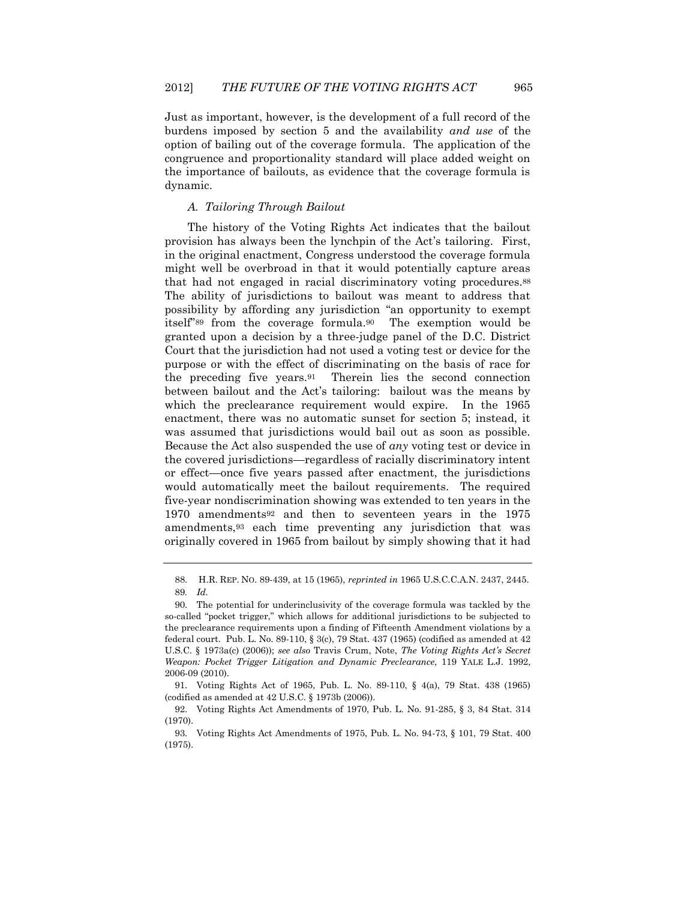Just as important, however, is the development of a full record of the burdens imposed by section 5 and the availability *and use* of the option of bailing out of the coverage formula. The application of the congruence and proportionality standard will place added weight on the importance of bailouts, as evidence that the coverage formula is dynamic.

### *A. Tailoring Through Bailout*

The history of the Voting Rights Act indicates that the bailout provision has always been the lynchpin of the Act's tailoring. First, in the original enactment, Congress understood the coverage formula might well be overbroad in that it would potentially capture areas that had not engaged in racial discriminatory voting procedures.[88] The ability of jurisdictions to bailout was meant to address that possibility by affording any jurisdiction "an opportunity to exempt itself"[89] from the coverage formula.[90] The exemption would be granted upon a decision by a three-judge panel of the D.C. District Court that the jurisdiction had not used a voting test or device for the purpose or with the effect of discriminating on the basis of race for the preceding five years.[91] Therein lies the second connection between bailout and the Act's tailoring: bailout was the means by which the preclearance requirement would expire. In the 1965 enactment, there was no automatic sunset for section 5; instead, it was assumed that jurisdictions would bail out as soon as possible. Because the Act also suspended the use of *any* voting test or device in the covered jurisdictions—regardless of racially discriminatory intent or effect—once five years passed after enactment, the jurisdictions would automatically meet the bailout requirements. The required five-year nondiscrimination showing was extended to ten years in the 1970 amendments[92] and then to seventeen years in the 1975 amendments,[93] each time preventing any jurisdiction that was originally covered in 1965 from bailout by simply showing that it had

---

88. H.R. REP. NO. 89-439, at 15 (1965), *reprinted in* 1965 U.S.C.C.A.N. 2437, 2445.

89. *Id.*

90. The potential for underinclusivity of the coverage formula was tackled by the so-called "pocket trigger," which allows for additional jurisdictions to be subjected to the preclearance requirements upon a finding of Fifteenth Amendment violations by a federal court. Pub. L. No. 89-110, § 3(c), 79 Stat. 437 (1965) (codified as amended at 42 U.S.C. § 1973a(c) (2006)); *see also* Travis Crum, Note, *The Voting Rights Act's Secret Weapon: Pocket Trigger Litigation and Dynamic Preclearance*, 119 YALE L.J. 1992, 2006-09 (2010).

91. Voting Rights Act of 1965, Pub. L. No. 89-110, § 4(a), 79 Stat. 438 (1965) (codified as amended at 42 U.S.C. § 1973b (2006)).

92. Voting Rights Act Amendments of 1970, Pub. L. No. 91-285, § 3, 84 Stat. 314 (1970).

93. Voting Rights Act Amendments of 1975, Pub. L. No. 94-73, § 101, 79 Stat. 400 (1975).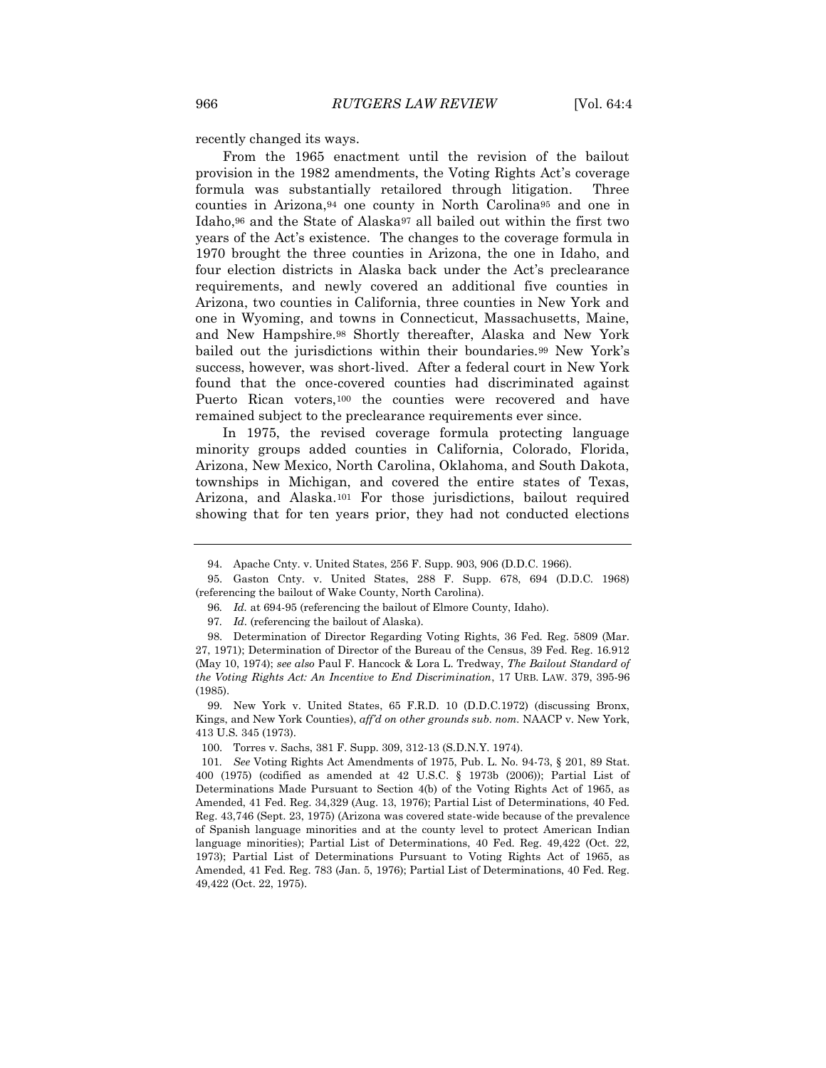recently changed its ways.

From the 1965 enactment until the revision of the bailout provision in the 1982 amendments, the Voting Rights Act's coverage formula was substantially retailored through litigation. Three counties in Arizona,[94] one county in North Carolina[95] and one in Idaho,[96] and the State of Alaska[97] all bailed out within the first two years of the Act's existence. The changes to the coverage formula in 1970 brought the three counties in Arizona, the one in Idaho, and four election districts in Alaska back under the Act's preclearance requirements, and newly covered an additional five counties in Arizona, two counties in California, three counties in New York and one in Wyoming, and towns in Connecticut, Massachusetts, Maine, and New Hampshire.[98] Shortly thereafter, Alaska and New York bailed out the jurisdictions within their boundaries.[99] New York's success, however, was short-lived. After a federal court in New York found that the once-covered counties had discriminated against Puerto Rican voters,[100] the counties were recovered and have remained subject to the preclearance requirements ever since.

In 1975, the revised coverage formula protecting language minority groups added counties in California, Colorado, Florida, Arizona, New Mexico, North Carolina, Oklahoma, and South Dakota, townships in Michigan, and covered the entire states of Texas, Arizona, and Alaska.[101] For those jurisdictions, bailout required showing that for ten years prior, they had not conducted elections

---

94. Apache Cnty. v. United States, 256 F. Supp. 903, 906 (D.D.C. 1966).

95. Gaston Cnty. v. United States, 288 F. Supp. 678, 694 (D.D.C. 1968) (referencing the bailout of Wake County, North Carolina).

96. *Id.* at 694-95 (referencing the bailout of Elmore County, Idaho).

97. *Id*. (referencing the bailout of Alaska).

98. Determination of Director Regarding Voting Rights, 36 Fed. Reg. 5809 (Mar. 27, 1971); Determination of Director of the Bureau of the Census, 39 Fed. Reg. 16.912 (May 10, 1974); *see also* Paul F. Hancock & Lora L. Tredway, *The Bailout Standard of the Voting Rights Act: An Incentive to End Discrimination*, 17 URB. LAW. 379, 395-96 (1985).

99. New York v. United States, 65 F.R.D. 10 (D.D.C.1972) (discussing Bronx, Kings, and New York Counties), *aff'd on other grounds sub. nom.* NAACP v. New York, 413 U.S. 345 (1973).

100. Torres v. Sachs, 381 F. Supp. 309, 312-13 (S.D.N.Y. 1974).

101. *See* Voting Rights Act Amendments of 1975, Pub. L. No. 94-73, § 201, 89 Stat. 400 (1975) (codified as amended at 42 U.S.C. § 1973b (2006)); Partial List of Determinations Made Pursuant to Section 4(b) of the Voting Rights Act of 1965, as Amended, 41 Fed. Reg. 34,329 (Aug. 13, 1976); Partial List of Determinations, 40 Fed. Reg. 43,746 (Sept. 23, 1975) (Arizona was covered state-wide because of the prevalence of Spanish language minorities and at the county level to protect American Indian language minorities); Partial List of Determinations, 40 Fed. Reg. 49,422 (Oct. 22, 1973); Partial List of Determinations Pursuant to Voting Rights Act of 1965, as Amended, 41 Fed. Reg. 783 (Jan. 5, 1976); Partial List of Determinations, 40 Fed. Reg. 49,422 (Oct. 22, 1975).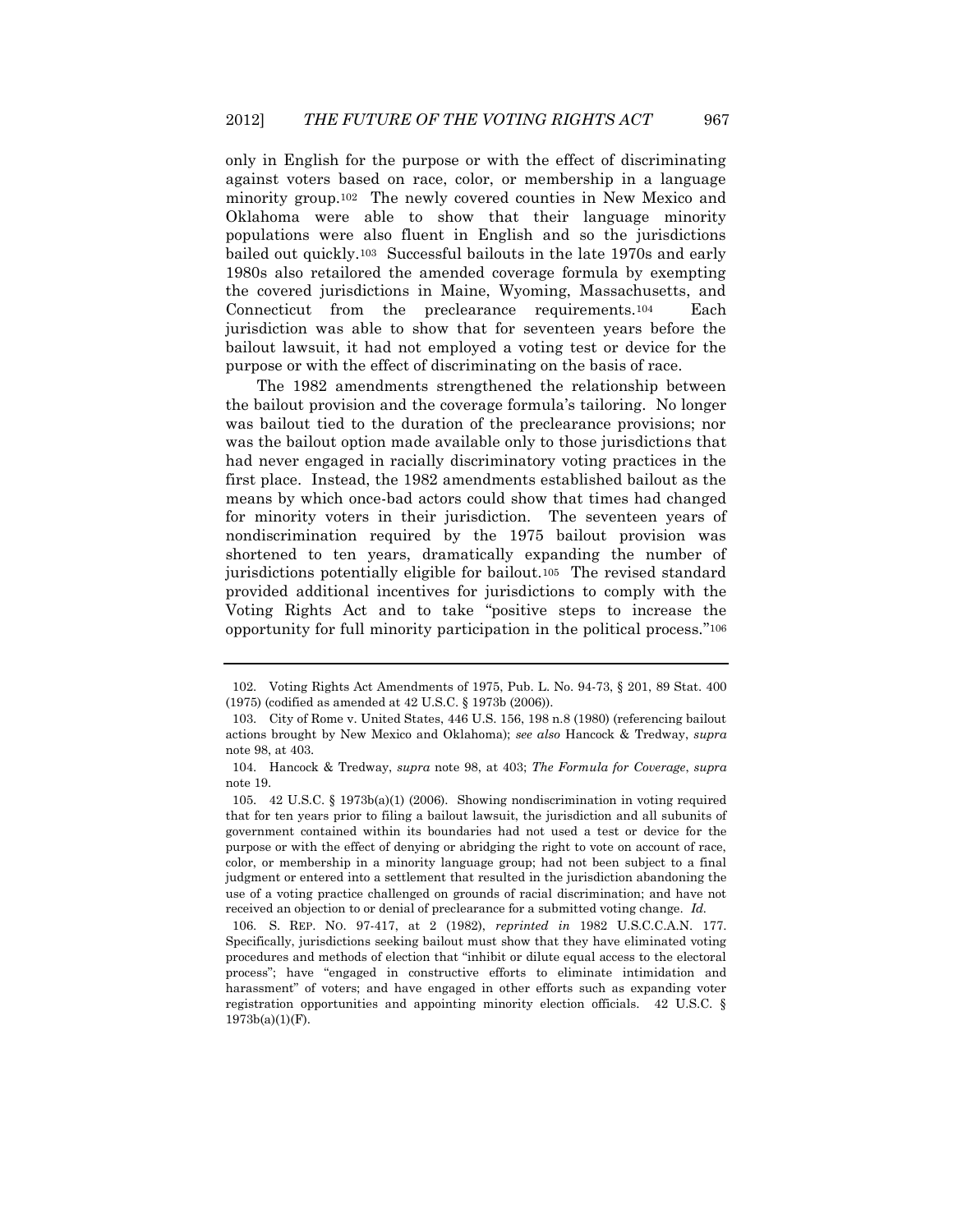only in English for the purpose or with the effect of discriminating against voters based on race, color, or membership in a language minority group.[102] The newly covered counties in New Mexico and Oklahoma were able to show that their language minority populations were also fluent in English and so the jurisdictions bailed out quickly.[103] Successful bailouts in the late 1970s and early 1980s also retailored the amended coverage formula by exempting the covered jurisdictions in Maine, Wyoming, Massachusetts, and Connecticut from the preclearance requirements.[104] Each jurisdiction was able to show that for seventeen years before the bailout lawsuit, it had not employed a voting test or device for the purpose or with the effect of discriminating on the basis of race.

The 1982 amendments strengthened the relationship between the bailout provision and the coverage formula's tailoring. No longer was bailout tied to the duration of the preclearance provisions; nor was the bailout option made available only to those jurisdictions that had never engaged in racially discriminatory voting practices in the first place. Instead, the 1982 amendments established bailout as the means by which once-bad actors could show that times had changed for minority voters in their jurisdiction. The seventeen years of nondiscrimination required by the 1975 bailout provision was shortened to ten years, dramatically expanding the number of jurisdictions potentially eligible for bailout.[105] The revised standard provided additional incentives for jurisdictions to comply with the Voting Rights Act and to take "positive steps to increase the opportunity for full minority participation in the political process."[106]

---

102. Voting Rights Act Amendments of 1975, Pub. L. No. 94-73, § 201, 89 Stat. 400 (1975) (codified as amended at 42 U.S.C. § 1973b (2006)).

103. City of Rome v. United States, 446 U.S. 156, 198 n.8 (1980) (referencing bailout actions brought by New Mexico and Oklahoma); *see also* Hancock & Tredway, *supra* note 98, at 403.

104. Hancock & Tredway, *supra* note 98, at 403; *The Formula for Coverage*, *supra* note 19.

105. 42 U.S.C. § 1973b(a)(1) (2006). Showing nondiscrimination in voting required that for ten years prior to filing a bailout lawsuit, the jurisdiction and all subunits of government contained within its boundaries had not used a test or device for the purpose or with the effect of denying or abridging the right to vote on account of race, color, or membership in a minority language group; had not been subject to a final judgment or entered into a settlement that resulted in the jurisdiction abandoning the use of a voting practice challenged on grounds of racial discrimination; and have not received an objection to or denial of preclearance for a submitted voting change. *Id.*

106. S. REP. NO. 97-417, at 2 (1982), *reprinted in* 1982 U.S.C.C.A.N. 177. Specifically, jurisdictions seeking bailout must show that they have eliminated voting procedures and methods of election that "inhibit or dilute equal access to the electoral process"; have "engaged in constructive efforts to eliminate intimidation and harassment" of voters; and have engaged in other efforts such as expanding voter registration opportunities and appointing minority election officials. 42 U.S.C. § 1973b(a)(1)(F).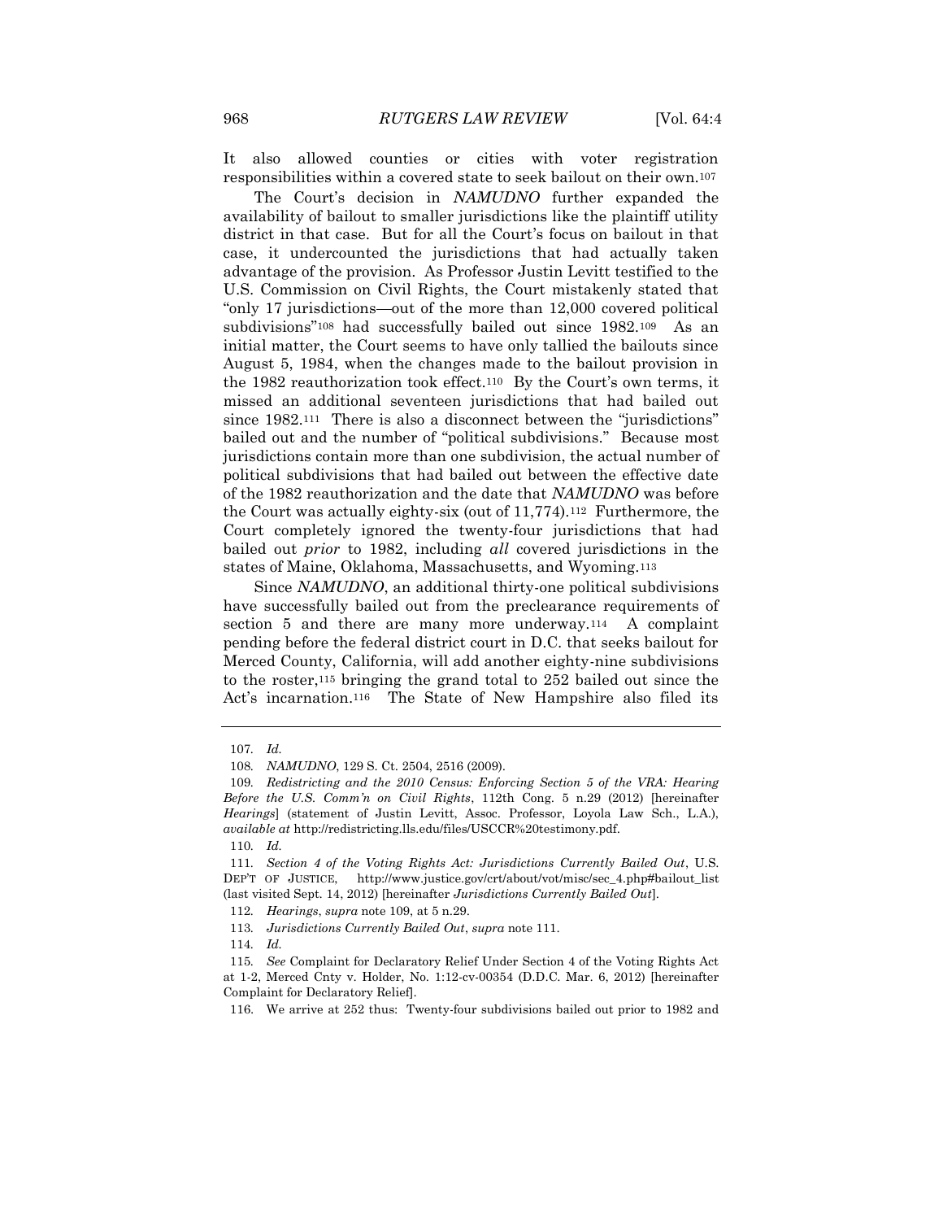It also allowed counties or cities with voter registration responsibilities within a covered state to seek bailout on their own.[107]

The Court's decision in *NAMUDNO* further expanded the availability of bailout to smaller jurisdictions like the plaintiff utility district in that case. But for all the Court's focus on bailout in that case, it undercounted the jurisdictions that had actually taken advantage of the provision. As Professor Justin Levitt testified to the U.S. Commission on Civil Rights, the Court mistakenly stated that "only 17 jurisdictions—out of the more than 12,000 covered political subdivisions"[108] had successfully bailed out since 1982.[109] As an initial matter, the Court seems to have only tallied the bailouts since August 5, 1984, when the changes made to the bailout provision in the 1982 reauthorization took effect.[110] By the Court's own terms, it missed an additional seventeen jurisdictions that had bailed out since 1982.[111] There is also a disconnect between the "jurisdictions" bailed out and the number of "political subdivisions." Because most jurisdictions contain more than one subdivision, the actual number of political subdivisions that had bailed out between the effective date of the 1982 reauthorization and the date that *NAMUDNO* was before the Court was actually eighty-six (out of 11,774).[112] Furthermore, the Court completely ignored the twenty-four jurisdictions that had bailed out *prior* to 1982, including *all* covered jurisdictions in the states of Maine, Oklahoma, Massachusetts, and Wyoming.[113]

Since *NAMUDNO*, an additional thirty-one political subdivisions have successfully bailed out from the preclearance requirements of section 5 and there are many more underway.[114] A complaint pending before the federal district court in D.C. that seeks bailout for Merced County, California, will add another eighty-nine subdivisions to the roster,[115] bringing the grand total to 252 bailed out since the Act's incarnation.[116] The State of New Hampshire also filed its

---

107. *Id.*

108. *NAMUDNO*, 129 S. Ct. 2504, 2516 (2009).

109. *Redistricting and the 2010 Census: Enforcing Section 5 of the VRA: Hearing Before the U.S. Comm'n on Civil Rights*, 112th Cong. 5 n.29 (2012) [hereinafter *Hearings*] (statement of Justin Levitt, Assoc. Professor, Loyola Law Sch., L.A.), *available at* http://redistricting.lls.edu/files/USCCR%20testimony.pdf.

110. *Id.*

111. *Section 4 of the Voting Rights Act: Jurisdictions Currently Bailed Out*, U.S. DEP'T OF JUSTICE, http://www.justice.gov/crt/about/vot/misc/sec_4.php#bailout_list (last visited Sept. 14, 2012) [hereinafter *Jurisdictions Currently Bailed Out*].

112. *Hearings*, *supra* note 109, at 5 n.29.

113. *Jurisdictions Currently Bailed Out*, *supra* note 111.

114. *Id.*

115. *See* Complaint for Declaratory Relief Under Section 4 of the Voting Rights Act at 1-2, Merced Cnty v. Holder, No. 1:12-cv-00354 (D.D.C. Mar. 6, 2012) [hereinafter Complaint for Declaratory Relief].

116. We arrive at 252 thus: Twenty-four subdivisions bailed out prior to 1982 and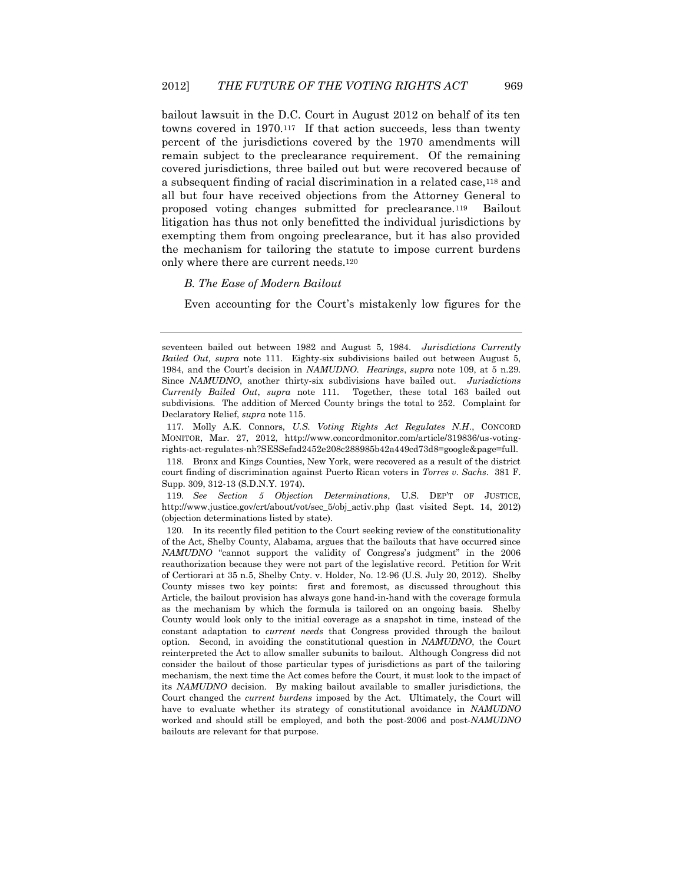bailout lawsuit in the D.C. Court in August 2012 on behalf of its ten towns covered in 1970.[117] If that action succeeds, less than twenty percent of the jurisdictions covered by the 1970 amendments will remain subject to the preclearance requirement. Of the remaining covered jurisdictions, three bailed out but were recovered because of a subsequent finding of racial discrimination in a related case,[118] and all but four have received objections from the Attorney General to proposed voting changes submitted for preclearance.[119] Bailout litigation has thus not only benefitted the individual jurisdictions by exempting them from ongoing preclearance, but it has also provided the mechanism for tailoring the statute to impose current burdens only where there are current needs.[120]

### *B. The Ease of Modern Bailout*

Even accounting for the Court's mistakenly low figures for the

---

seventeen bailed out between 1982 and August 5, 1984. *Jurisdictions Currently Bailed Out, supra* note 111. Eighty-six subdivisions bailed out between August 5, 1984, and the Court's decision in *NAMUDNO*. *Hearings*, *supra* note 109, at 5 n.29. Since *NAMUDNO*, another thirty-six subdivisions have bailed out. *Jurisdictions Currently Bailed Out*, *supra* note 111. Together, these total 163 bailed out subdivisions. The addition of Merced County brings the total to 252. Complaint for Declaratory Relief, *supra* note 115.

117. Molly A.K. Connors, *U.S. Voting Rights Act Regulates N.H.*, CONCORD MONITOR, Mar. 27, 2012, http://www.concordmonitor.com/article/319836/us-voting-rights-act-regulates-nh?SESSefad2452e208c288985b42a449cd73d8=google&page=full.

118. Bronx and Kings Counties, New York, were recovered as a result of the district court finding of discrimination against Puerto Rican voters in *Torres v. Sachs*. 381 F. Supp. 309, 312-13 (S.D.N.Y. 1974).

119. *See Section 5 Objection Determinations*, U.S. DEP'T OF JUSTICE, http://www.justice.gov/crt/about/vot/sec_5/obj_activ.php (last visited Sept. 14, 2012) (objection determinations listed by state).

120. In its recently filed petition to the Court seeking review of the constitutionality of the Act, Shelby County, Alabama, argues that the bailouts that have occurred since *NAMUDNO* "cannot support the validity of Congress's judgment" in the 2006 reauthorization because they were not part of the legislative record. Petition for Writ of Certiorari at 35 n.5, Shelby Cnty. v. Holder, No. 12-96 (U.S. July 20, 2012). Shelby County misses two key points: first and foremost, as discussed throughout this Article, the bailout provision has always gone hand-in-hand with the coverage formula as the mechanism by which the formula is tailored on an ongoing basis. Shelby County would look only to the initial coverage as a snapshot in time, instead of the constant adaptation to *current needs* that Congress provided through the bailout option. Second, in avoiding the constitutional question in *NAMUDNO*, the Court reinterpreted the Act to allow smaller subunits to bailout. Although Congress did not consider the bailout of those particular types of jurisdictions as part of the tailoring mechanism, the next time the Act comes before the Court, it must look to the impact of its *NAMUDNO* decision. By making bailout available to smaller jurisdictions, the Court changed the *current burdens* imposed by the Act. Ultimately, the Court will have to evaluate whether its strategy of constitutional avoidance in *NAMUDNO* worked and should still be employed, and both the post-2006 and post-*NAMUDNO* bailouts are relevant for that purpose.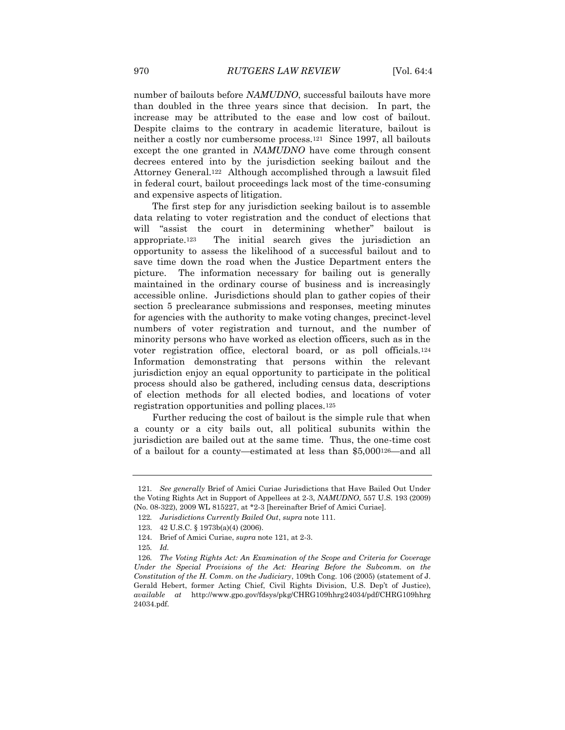number of bailouts before *NAMUDNO*, successful bailouts have more than doubled in the three years since that decision. In part, the increase may be attributed to the ease and low cost of bailout. Despite claims to the contrary in academic literature, bailout is neither a costly nor cumbersome process.[121] Since 1997, all bailouts except the one granted in *NAMUDNO* have come through consent decrees entered into by the jurisdiction seeking bailout and the Attorney General.[122] Although accomplished through a lawsuit filed in federal court, bailout proceedings lack most of the time-consuming and expensive aspects of litigation.

The first step for any jurisdiction seeking bailout is to assemble data relating to voter registration and the conduct of elections that will "assist the court in determining whether" bailout is appropriate.[123] The initial search gives the jurisdiction an opportunity to assess the likelihood of a successful bailout and to save time down the road when the Justice Department enters the picture. The information necessary for bailing out is generally maintained in the ordinary course of business and is increasingly accessible online. Jurisdictions should plan to gather copies of their section 5 preclearance submissions and responses, meeting minutes for agencies with the authority to make voting changes, precinct-level numbers of voter registration and turnout, and the number of minority persons who have worked as election officers, such as in the voter registration office, electoral board, or as poll officials.[124] Information demonstrating that persons within the relevant jurisdiction enjoy an equal opportunity to participate in the political process should also be gathered, including census data, descriptions of election methods for all elected bodies, and locations of voter registration opportunities and polling places.[125]

Further reducing the cost of bailout is the simple rule that when a county or a city bails out, all political subunits within the jurisdiction are bailed out at the same time. Thus, the one-time cost of a bailout for a county—estimated at less than $5,000[126]—and all

---

121. *See generally* Brief of Amici Curiae Jurisdictions that Have Bailed Out Under the Voting Rights Act in Support of Appellees at 2-3, *NAMUDNO*, 557 U.S. 193 (2009) (No. 08-322), 2009 WL 815227, at *2-3 [hereinafter Brief of Amici Curiae].

122. *Jurisdictions Currently Bailed Out*, *supra* note 111.

123. 42 U.S.C. § 1973b(a)(4) (2006).

124. Brief of Amici Curiae, *supra* note 121, at 2-3.

125. *Id.*

126. *The Voting Rights Act: An Examination of the Scope and Criteria for Coverage Under the Special Provisions of the Act: Hearing Before the Subcomm. on the Constitution of the H. Comm. on the Judiciary*, 109th Cong. 106 (2005) (statement of J. Gerald Hebert, former Acting Chief, Civil Rights Division, U.S. Dep't of Justice), *available at* http://www.gpo.gov/fdsys/pkg/CHRG109hhrg24034/pdf/CHRG109hhrg24034.pdf.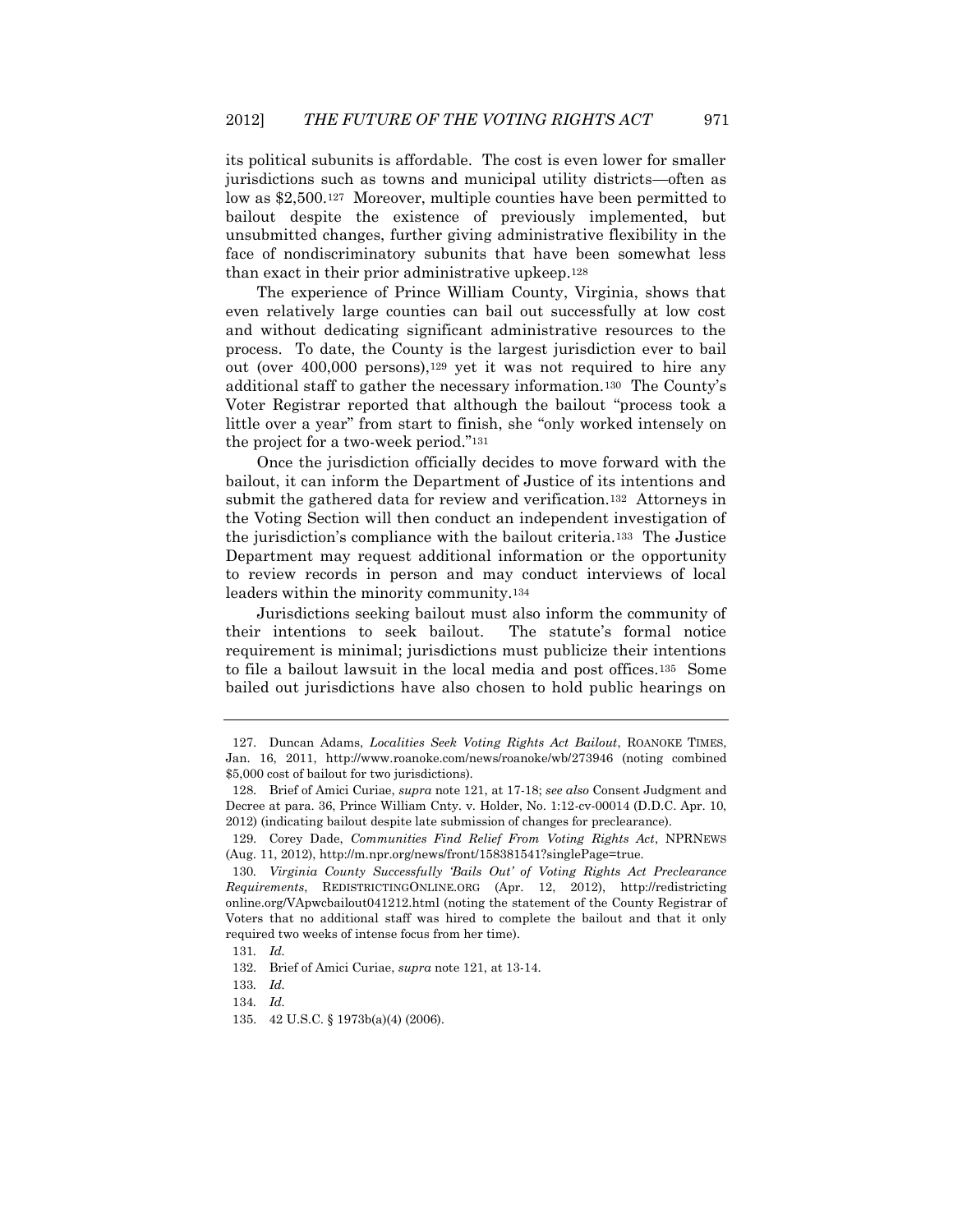its political subunits is affordable. The cost is even lower for smaller jurisdictions such as towns and municipal utility districts—often as low as $2,500.[127] Moreover, multiple counties have been permitted to bailout despite the existence of previously implemented, but unsubmitted changes, further giving administrative flexibility in the face of nondiscriminatory subunits that have been somewhat less than exact in their prior administrative upkeep.[128]

The experience of Prince William County, Virginia, shows that even relatively large counties can bail out successfully at low cost and without dedicating significant administrative resources to the process. To date, the County is the largest jurisdiction ever to bail out (over 400,000 persons),[129] yet it was not required to hire any additional staff to gather the necessary information.[130] The County's Voter Registrar reported that although the bailout "process took a little over a year" from start to finish, she "only worked intensely on the project for a two-week period."[131]

Once the jurisdiction officially decides to move forward with the bailout, it can inform the Department of Justice of its intentions and submit the gathered data for review and verification.[132] Attorneys in the Voting Section will then conduct an independent investigation of the jurisdiction's compliance with the bailout criteria.[133] The Justice Department may request additional information or the opportunity to review records in person and may conduct interviews of local leaders within the minority community.[134]

Jurisdictions seeking bailout must also inform the community of their intentions to seek bailout. The statute's formal notice requirement is minimal; jurisdictions must publicize their intentions to file a bailout lawsuit in the local media and post offices.[135] Some bailed out jurisdictions have also chosen to hold public hearings on

---

127. Duncan Adams, *Localities Seek Voting Rights Act Bailout*, ROANOKE TIMES, Jan. 16, 2011, http://www.roanoke.com/news/roanoke/wb/273946 (noting combined $5,000 cost of bailout for two jurisdictions).

128. Brief of Amici Curiae, *supra* note 121, at 17-18; *see also* Consent Judgment and Decree at para. 36, Prince William Cnty. v. Holder, No. 1:12-cv-00014 (D.D.C. Apr. 10, 2012) (indicating bailout despite late submission of changes for preclearance).

129. Corey Dade, *Communities Find Relief From Voting Rights Act*, NPRNEWS (Aug. 11, 2012), http://m.npr.org/news/front/158381541?singlePage=true.

130. *Virginia County Successfully 'Bails Out' of Voting Rights Act Preclearance Requirements*, REDISTRICTINGONLINE.ORG (Apr. 12, 2012), http://redistricting online.org/VApwcbailout041212.html (noting the statement of the County Registrar of Voters that no additional staff was hired to complete the bailout and that it only required two weeks of intense focus from her time).

131. *Id.*

132. Brief of Amici Curiae, *supra* note 121, at 13-14.

133. *Id.*

134. *Id.*

135. 42 U.S.C. § 1973b(a)(4) (2006).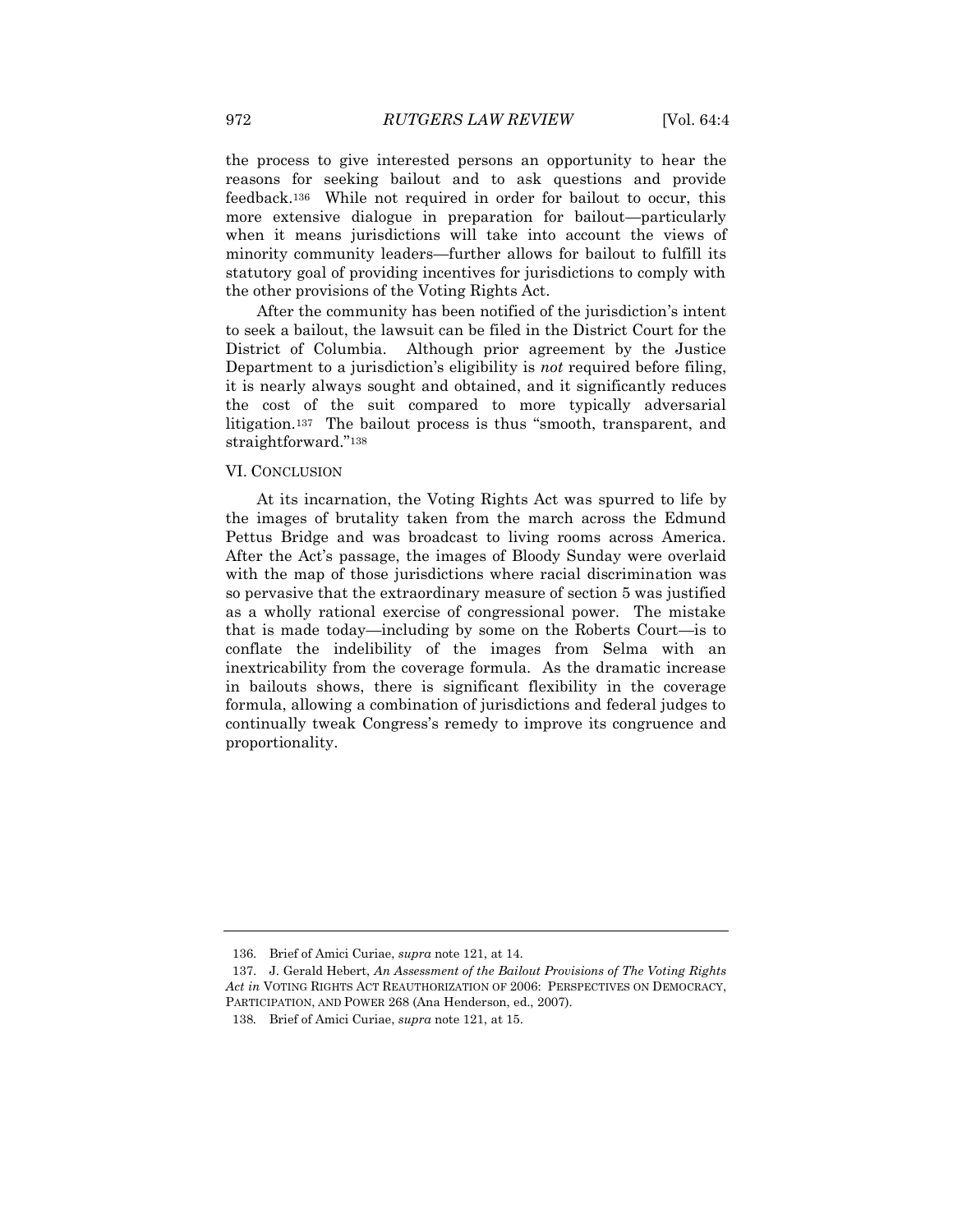the process to give interested persons an opportunity to hear the reasons for seeking bailout and to ask questions and provide feedback.[136] While not required in order for bailout to occur, this more extensive dialogue in preparation for bailout—particularly when it means jurisdictions will take into account the views of minority community leaders—further allows for bailout to fulfill its statutory goal of providing incentives for jurisdictions to comply with the other provisions of the Voting Rights Act.

After the community has been notified of the jurisdiction's intent to seek a bailout, the lawsuit can be filed in the District Court for the District of Columbia. Although prior agreement by the Justice Department to a jurisdiction's eligibility is *not* required before filing, it is nearly always sought and obtained, and it significantly reduces the cost of the suit compared to more typically adversarial litigation.[137] The bailout process is thus "smooth, transparent, and straightforward."[138]

## VI. CONCLUSION

At its incarnation, the Voting Rights Act was spurred to life by the images of brutality taken from the march across the Edmund Pettus Bridge and was broadcast to living rooms across America. After the Act's passage, the images of Bloody Sunday were overlaid with the map of those jurisdictions where racial discrimination was so pervasive that the extraordinary measure of section 5 was justified as a wholly rational exercise of congressional power. The mistake that is made today—including by some on the Roberts Court—is to conflate the indelibility of the images from Selma with an inextricability from the coverage formula. As the dramatic increase in bailouts shows, there is significant flexibility in the coverage formula, allowing a combination of jurisdictions and federal judges to continually tweak Congress's remedy to improve its congruence and proportionality.

---

136. Brief of Amici Curiae, *supra* note 121, at 14.

137. J. Gerald Hebert, *An Assessment of the Bailout Provisions of The Voting Rights Act in* VOTING RIGHTS ACT REAUTHORIZATION OF 2006: PERSPECTIVES ON DEMOCRACY, PARTICIPATION, AND POWER 268 (Ana Henderson, ed., 2007).

138. Brief of Amici Curiae, *supra* note 121, at 15.